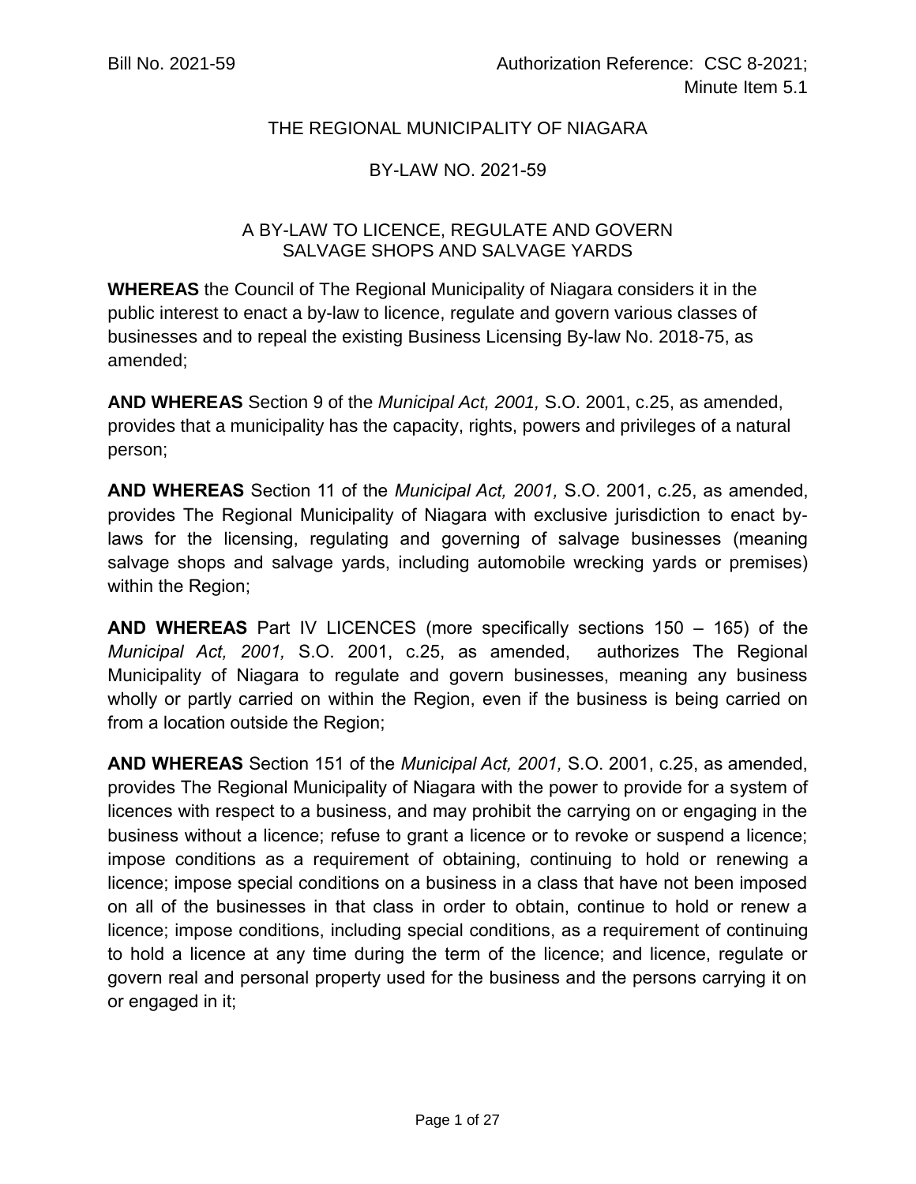Bill No. 2021-59

Authorization Reference: CSC 8-2021; Minute Item 5.1

# THE REGIONAL MUNICIPALITY OF NIAGARA

## BY-LAW NO. 2021-59

## A BY-LAW TO LICENCE, REGULATE AND GOVERN SALVAGE SHOPS AND SALVAGE YARDS

**WHEREAS** the Council of The Regional Municipality of Niagara considers it in the public interest to enact a by-law to licence, regulate and govern various classes of businesses and to repeal the existing Business Licensing By-law No. 2018-75, as amended;

**AND WHEREAS** Section 9 of the *Municipal Act, 2001,* S.O. 2001, c.25, as amended, provides that a municipality has the capacity, rights, powers and privileges of a natural person;

**AND WHEREAS** Section 11 of the *Municipal Act, 2001,* S.O. 2001, c.25, as amended, provides The Regional Municipality of Niagara with exclusive jurisdiction to enact by-laws for the licensing, regulating and governing of salvage businesses (meaning salvage shops and salvage yards, including automobile wrecking yards or premises) within the Region;

**AND WHEREAS** Part IV LICENCES (more specifically sections 150 – 165) of the *Municipal Act, 2001,* S.O. 2001, c.25, as amended, authorizes The Regional Municipality of Niagara to regulate and govern businesses, meaning any business wholly or partly carried on within the Region, even if the business is being carried on from a location outside the Region;

**AND WHEREAS** Section 151 of the *Municipal Act, 2001,* S.O. 2001, c.25, as amended, provides The Regional Municipality of Niagara with the power to provide for a system of licences with respect to a business, and may prohibit the carrying on or engaging in the business without a licence; refuse to grant a licence or to revoke or suspend a licence; impose conditions as a requirement of obtaining, continuing to hold or renewing a licence; impose special conditions on a business in a class that have not been imposed on all of the businesses in that class in order to obtain, continue to hold or renew a licence; impose conditions, including special conditions, as a requirement of continuing to hold a licence at any time during the term of the licence; and licence, regulate or govern real and personal property used for the business and the persons carrying it on or engaged in it;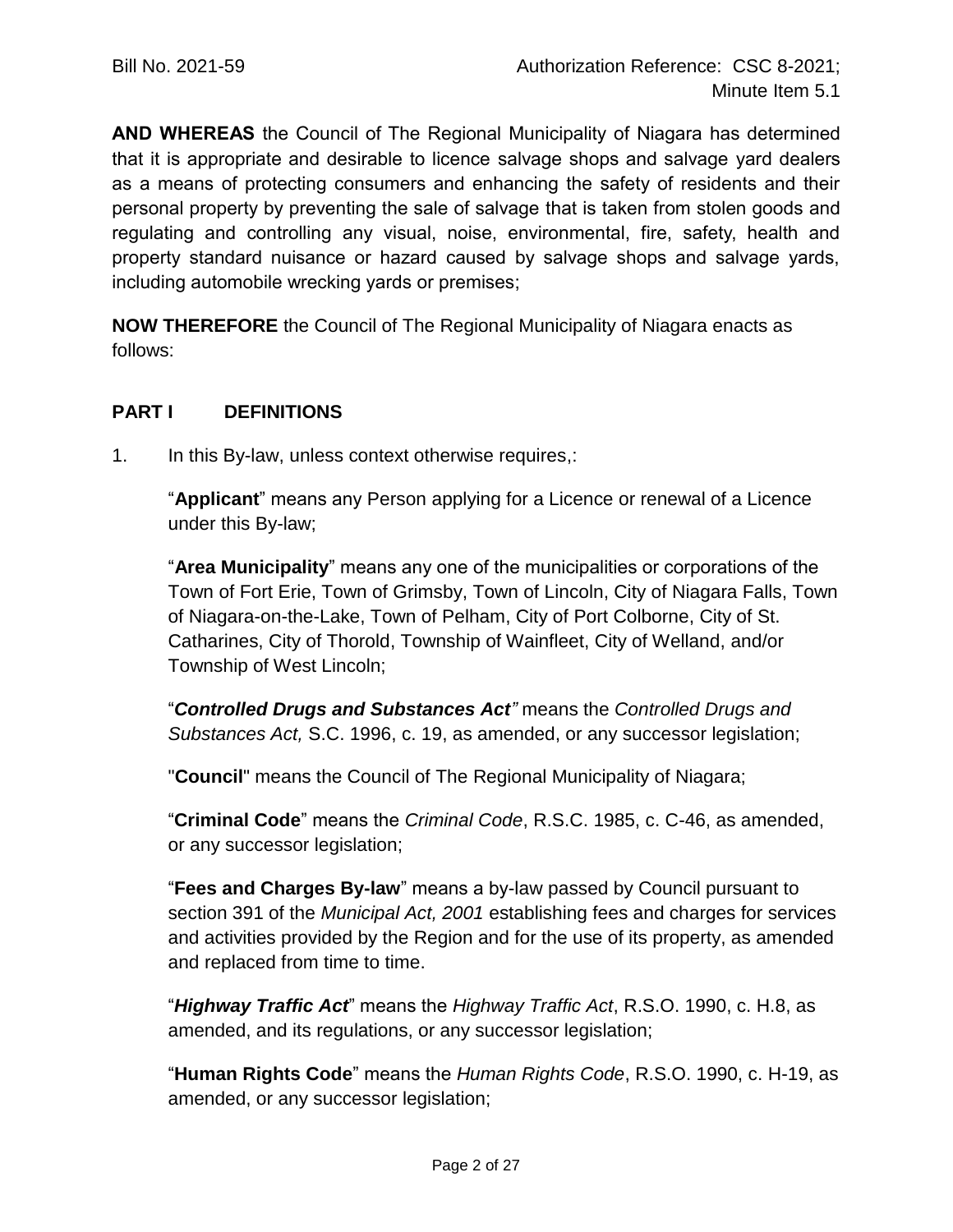**AND WHEREAS** the Council of The Regional Municipality of Niagara has determined that it is appropriate and desirable to licence salvage shops and salvage yard dealers as a means of protecting consumers and enhancing the safety of residents and their personal property by preventing the sale of salvage that is taken from stolen goods and regulating and controlling any visual, noise, environmental, fire, safety, health and property standard nuisance or hazard caused by salvage shops and salvage yards, including automobile wrecking yards or premises;

**NOW THEREFORE** the Council of The Regional Municipality of Niagara enacts as follows:

## PART I DEFINITIONS

1. In this By-law, unless context otherwise requires,:

   "**Applicant**" means any Person applying for a Licence or renewal of a Licence under this By-law;

   "**Area Municipality**" means any one of the municipalities or corporations of the Town of Fort Erie, Town of Grimsby, Town of Lincoln, City of Niagara Falls, Town of Niagara-on-the-Lake, Town of Pelham, City of Port Colborne, City of St. Catharines, City of Thorold, Township of Wainfleet, City of Welland, and/or Township of West Lincoln;

   "***Controlled Drugs and Substances Act***" means the *Controlled Drugs and Substances Act,* S.C. 1996, c. 19, as amended, or any successor legislation;

   "**Council**" means the Council of The Regional Municipality of Niagara;

   "**Criminal Code**" means the *Criminal Code*, R.S.C. 1985, c. C-46, as amended, or any successor legislation;

   "**Fees and Charges By-law**" means a by-law passed by Council pursuant to section 391 of the *Municipal Act, 2001* establishing fees and charges for services and activities provided by the Region and for the use of its property, as amended and replaced from time to time.

   "***Highway Traffic Act***" means the *Highway Traffic Act*, R.S.O. 1990, c. H.8, as amended, and its regulations, or any successor legislation;

   "**Human Rights Code**" means the *Human Rights Code*, R.S.O. 1990, c. H-19, as amended, or any successor legislation;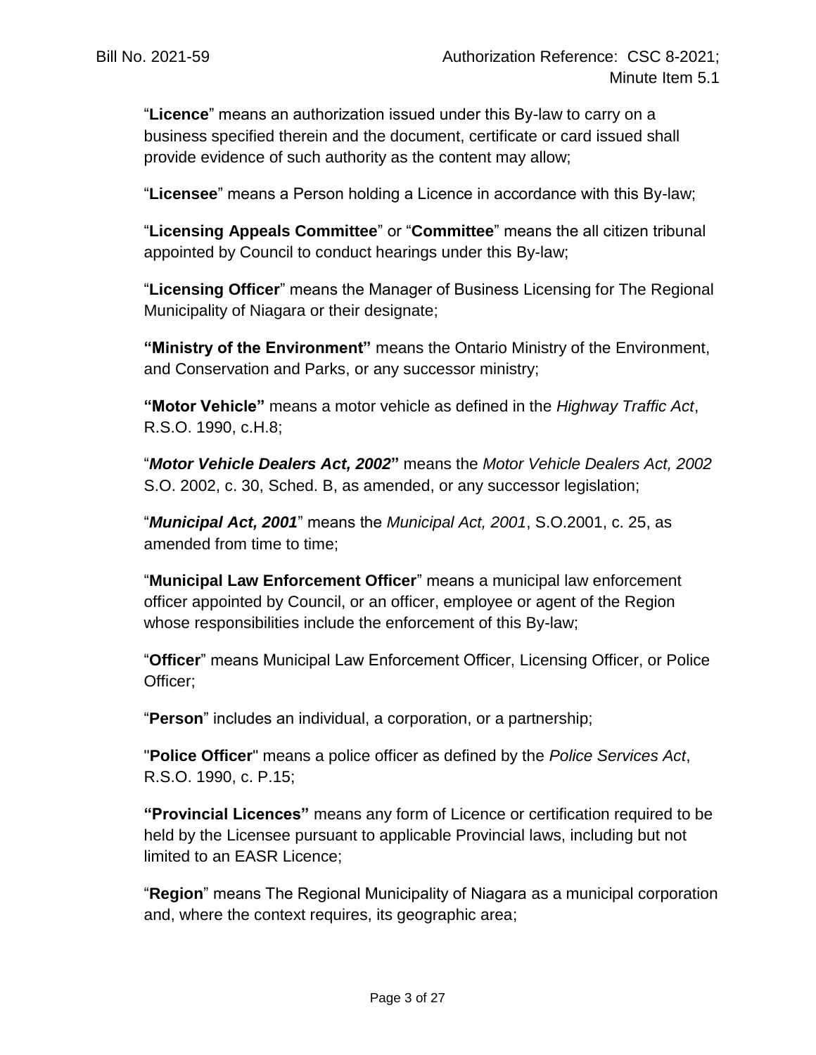"**Licence**" means an authorization issued under this By-law to carry on a business specified therein and the document, certificate or card issued shall provide evidence of such authority as the content may allow;

"**Licensee**" means a Person holding a Licence in accordance with this By-law;

"**Licensing Appeals Committee**" or "**Committee**" means the all citizen tribunal appointed by Council to conduct hearings under this By-law;

"**Licensing Officer**" means the Manager of Business Licensing for The Regional Municipality of Niagara or their designate;

**"Ministry of the Environment"** means the Ontario Ministry of the Environment, and Conservation and Parks, or any successor ministry;

**"Motor Vehicle"** means a motor vehicle as defined in the *Highway Traffic Act*, R.S.O. 1990, c.H.8;

"***Motor Vehicle Dealers Act, 2002***" means the *Motor Vehicle Dealers Act, 2002* S.O. 2002, c. 30, Sched. B, as amended, or any successor legislation;

"***Municipal Act, 2001***" means the *Municipal Act, 2001*, S.O.2001, c. 25, as amended from time to time;

"**Municipal Law Enforcement Officer**" means a municipal law enforcement officer appointed by Council, or an officer, employee or agent of the Region whose responsibilities include the enforcement of this By-law;

"**Officer**" means Municipal Law Enforcement Officer, Licensing Officer, or Police Officer;

"**Person**" includes an individual, a corporation, or a partnership;

"**Police Officer**" means a police officer as defined by the *Police Services Act*, R.S.O. 1990, c. P.15;

**"Provincial Licences"** means any form of Licence or certification required to be held by the Licensee pursuant to applicable Provincial laws, including but not limited to an EASR Licence;

"**Region**" means The Regional Municipality of Niagara as a municipal corporation and, where the context requires, its geographic area;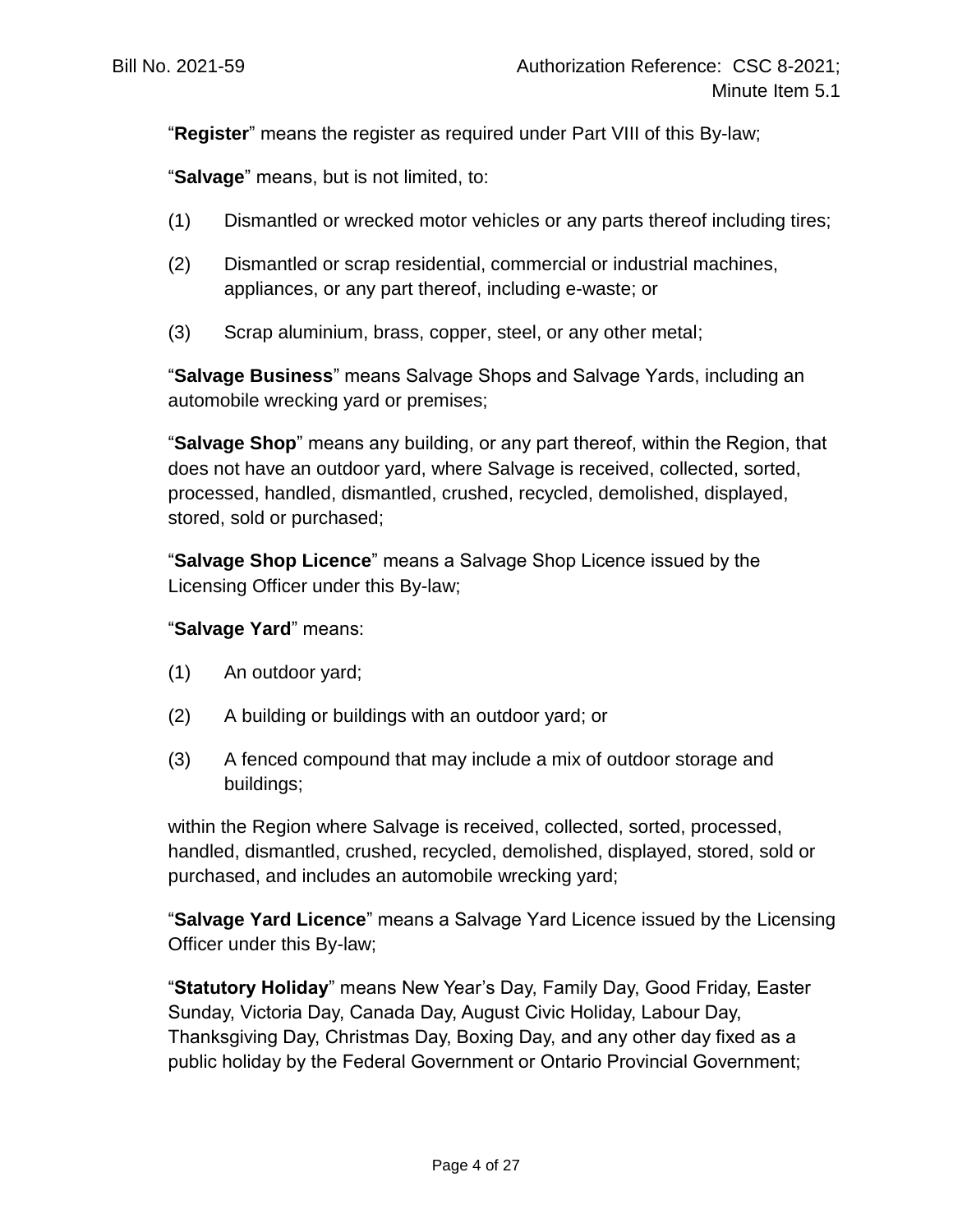"**Register**" means the register as required under Part VIII of this By-law;

"**Salvage**" means, but is not limited, to:

(1) Dismantled or wrecked motor vehicles or any parts thereof including tires;

(2) Dismantled or scrap residential, commercial or industrial machines, appliances, or any part thereof, including e-waste; or

(3) Scrap aluminium, brass, copper, steel, or any other metal;

"**Salvage Business**" means Salvage Shops and Salvage Yards, including an automobile wrecking yard or premises;

"**Salvage Shop**" means any building, or any part thereof, within the Region, that does not have an outdoor yard, where Salvage is received, collected, sorted, processed, handled, dismantled, crushed, recycled, demolished, displayed, stored, sold or purchased;

"**Salvage Shop Licence**" means a Salvage Shop Licence issued by the Licensing Officer under this By-law;

"**Salvage Yard**" means:

(1) An outdoor yard;

(2) A building or buildings with an outdoor yard; or

(3) A fenced compound that may include a mix of outdoor storage and buildings;

within the Region where Salvage is received, collected, sorted, processed, handled, dismantled, crushed, recycled, demolished, displayed, stored, sold or purchased, and includes an automobile wrecking yard;

"**Salvage Yard Licence**" means a Salvage Yard Licence issued by the Licensing Officer under this By-law;

"**Statutory Holiday**" means New Year's Day, Family Day, Good Friday, Easter Sunday, Victoria Day, Canada Day, August Civic Holiday, Labour Day, Thanksgiving Day, Christmas Day, Boxing Day, and any other day fixed as a public holiday by the Federal Government or Ontario Provincial Government;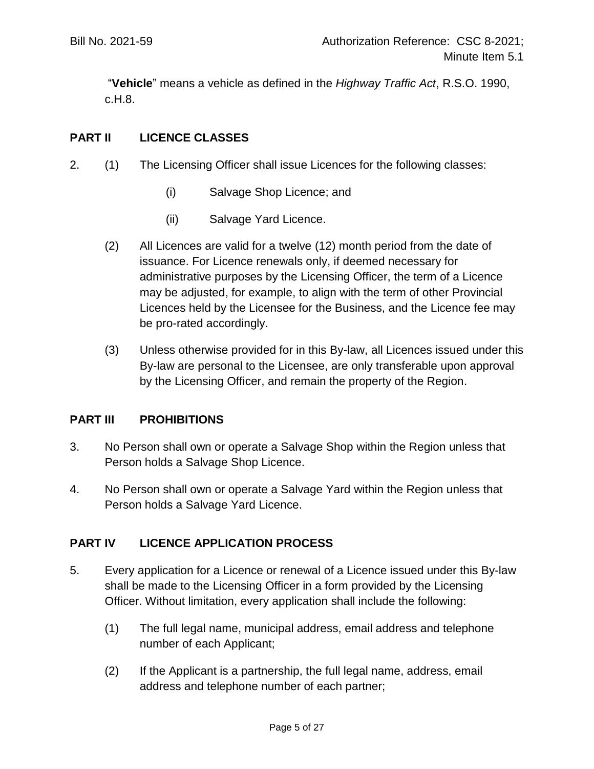"**Vehicle**" means a vehicle as defined in the *Highway Traffic Act*, R.S.O. 1990, c.H.8.

## PART II LICENCE CLASSES

2. (1) The Licensing Officer shall issue Licences for the following classes:

    (i) Salvage Shop Licence; and

    (ii) Salvage Yard Licence.

   (2) All Licences are valid for a twelve (12) month period from the date of issuance. For Licence renewals only, if deemed necessary for administrative purposes by the Licensing Officer, the term of a Licence may be adjusted, for example, to align with the term of other Provincial Licences held by the Licensee for the Business, and the Licence fee may be pro-rated accordingly.

   (3) Unless otherwise provided for in this By-law, all Licences issued under this By-law are personal to the Licensee, are only transferable upon approval by the Licensing Officer, and remain the property of the Region.

## PART III PROHIBITIONS

3. No Person shall own or operate a Salvage Shop within the Region unless that Person holds a Salvage Shop Licence.

4. No Person shall own or operate a Salvage Yard within the Region unless that Person holds a Salvage Yard Licence.

## PART IV LICENCE APPLICATION PROCESS

5. Every application for a Licence or renewal of a Licence issued under this By-law shall be made to the Licensing Officer in a form provided by the Licensing Officer. Without limitation, every application shall include the following:

   (1) The full legal name, municipal address, email address and telephone number of each Applicant;

   (2) If the Applicant is a partnership, the full legal name, address, email address and telephone number of each partner;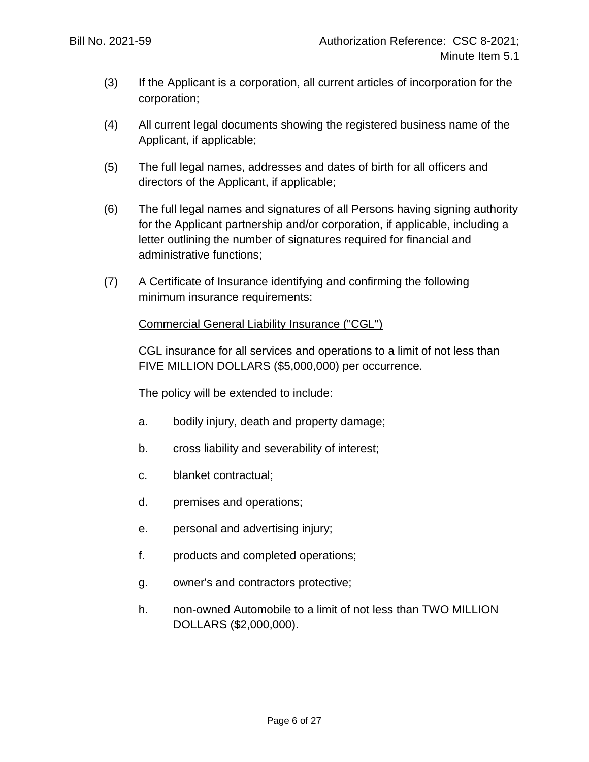(3) If the Applicant is a corporation, all current articles of incorporation for the corporation;

(4) All current legal documents showing the registered business name of the Applicant, if applicable;

(5) The full legal names, addresses and dates of birth for all officers and directors of the Applicant, if applicable;

(6) The full legal names and signatures of all Persons having signing authority for the Applicant partnership and/or corporation, if applicable, including a letter outlining the number of signatures required for financial and administrative functions;

(7) A Certificate of Insurance identifying and confirming the following minimum insurance requirements:

<u>Commercial General Liability Insurance ("CGL")</u>

CGL insurance for all services and operations to a limit of not less than FIVE MILLION DOLLARS ($5,000,000) per occurrence.

The policy will be extended to include:

a. bodily injury, death and property damage;

b. cross liability and severability of interest;

c. blanket contractual;

d. premises and operations;

e. personal and advertising injury;

f. products and completed operations;

g. owner's and contractors protective;

h. non-owned Automobile to a limit of not less than TWO MILLION DOLLARS ($2,000,000).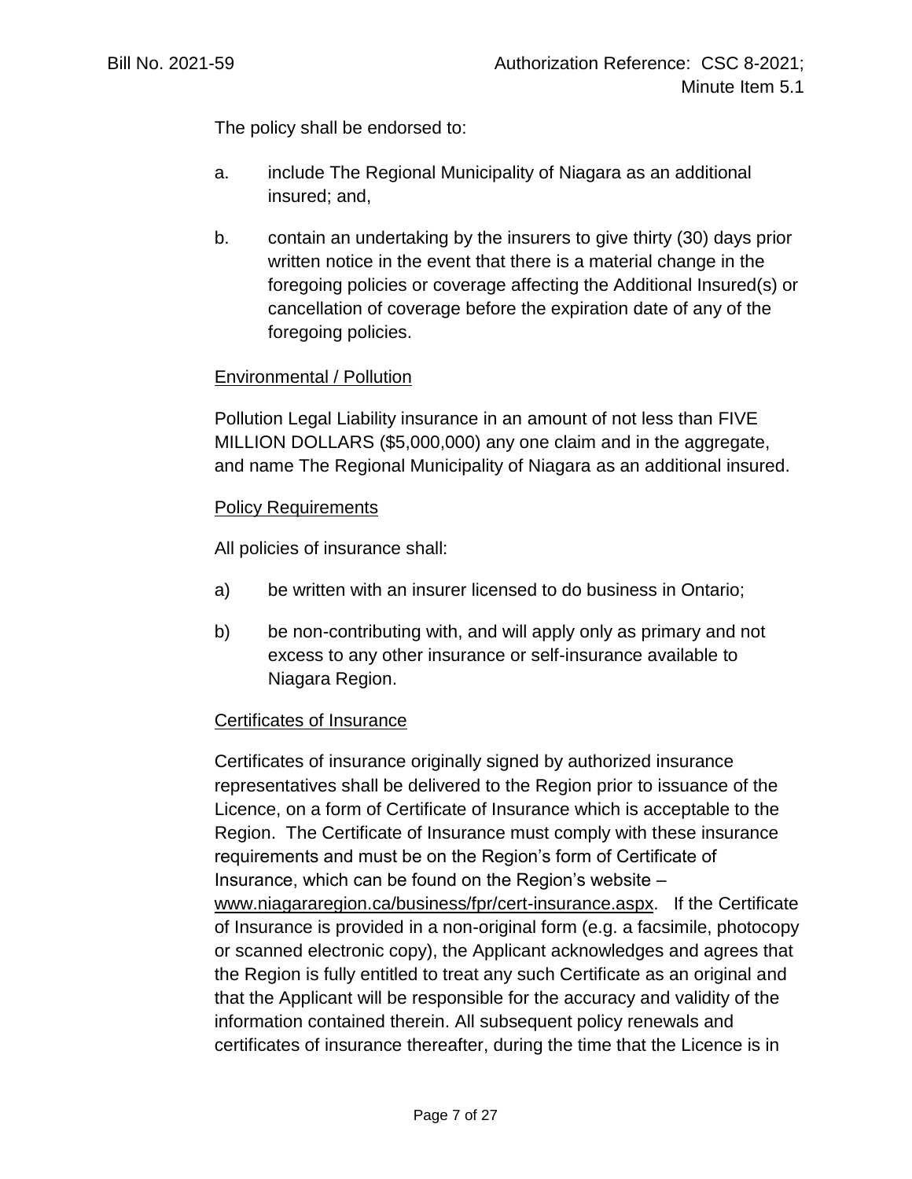The policy shall be endorsed to:

a. include The Regional Municipality of Niagara as an additional insured; and,

b. contain an undertaking by the insurers to give thirty (30) days prior written notice in the event that there is a material change in the foregoing policies or coverage affecting the Additional Insured(s) or cancellation of coverage before the expiration date of any of the foregoing policies.

Environmental / Pollution

Pollution Legal Liability insurance in an amount of not less than FIVE MILLION DOLLARS ($5,000,000) any one claim and in the aggregate, and name The Regional Municipality of Niagara as an additional insured.

Policy Requirements

All policies of insurance shall:

a) be written with an insurer licensed to do business in Ontario;

b) be non-contributing with, and will apply only as primary and not excess to any other insurance or self-insurance available to Niagara Region.

Certificates of Insurance

Certificates of insurance originally signed by authorized insurance representatives shall be delivered to the Region prior to issuance of the Licence, on a form of Certificate of Insurance which is acceptable to the Region. The Certificate of Insurance must comply with these insurance requirements and must be on the Region's form of Certificate of Insurance, which can be found on the Region's website – www.niagararegion.ca/business/fpr/cert-insurance.aspx. If the Certificate of Insurance is provided in a non-original form (e.g. a facsimile, photocopy or scanned electronic copy), the Applicant acknowledges and agrees that the Region is fully entitled to treat any such Certificate as an original and that the Applicant will be responsible for the accuracy and validity of the information contained therein. All subsequent policy renewals and certificates of insurance thereafter, during the time that the Licence is in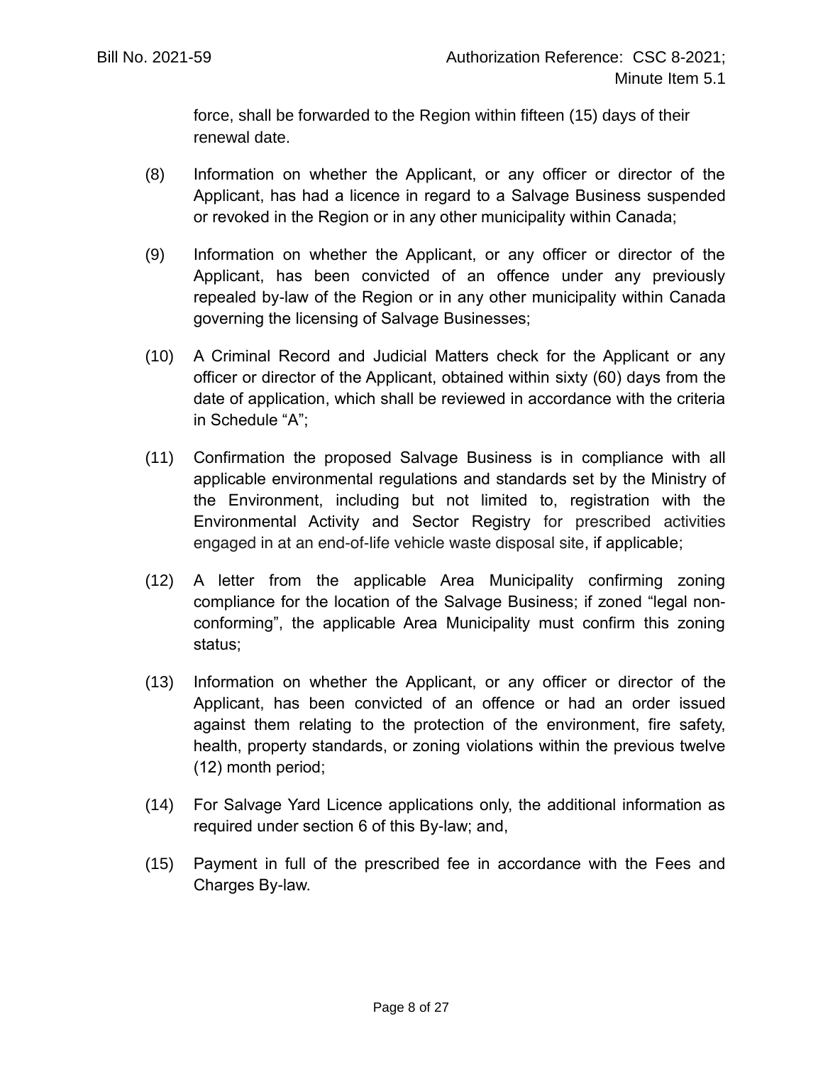force, shall be forwarded to the Region within fifteen (15) days of their renewal date.

(8) Information on whether the Applicant, or any officer or director of the Applicant, has had a licence in regard to a Salvage Business suspended or revoked in the Region or in any other municipality within Canada;

(9) Information on whether the Applicant, or any officer or director of the Applicant, has been convicted of an offence under any previously repealed by-law of the Region or in any other municipality within Canada governing the licensing of Salvage Businesses;

(10) A Criminal Record and Judicial Matters check for the Applicant or any officer or director of the Applicant, obtained within sixty (60) days from the date of application, which shall be reviewed in accordance with the criteria in Schedule "A";

(11) Confirmation the proposed Salvage Business is in compliance with all applicable environmental regulations and standards set by the Ministry of the Environment, including but not limited to, registration with the Environmental Activity and Sector Registry for prescribed activities engaged in at an end-of-life vehicle waste disposal site, if applicable;

(12) A letter from the applicable Area Municipality confirming zoning compliance for the location of the Salvage Business; if zoned "legal non-conforming", the applicable Area Municipality must confirm this zoning status;

(13) Information on whether the Applicant, or any officer or director of the Applicant, has been convicted of an offence or had an order issued against them relating to the protection of the environment, fire safety, health, property standards, or zoning violations within the previous twelve (12) month period;

(14) For Salvage Yard Licence applications only, the additional information as required under section 6 of this By-law; and,

(15) Payment in full of the prescribed fee in accordance with the Fees and Charges By-law.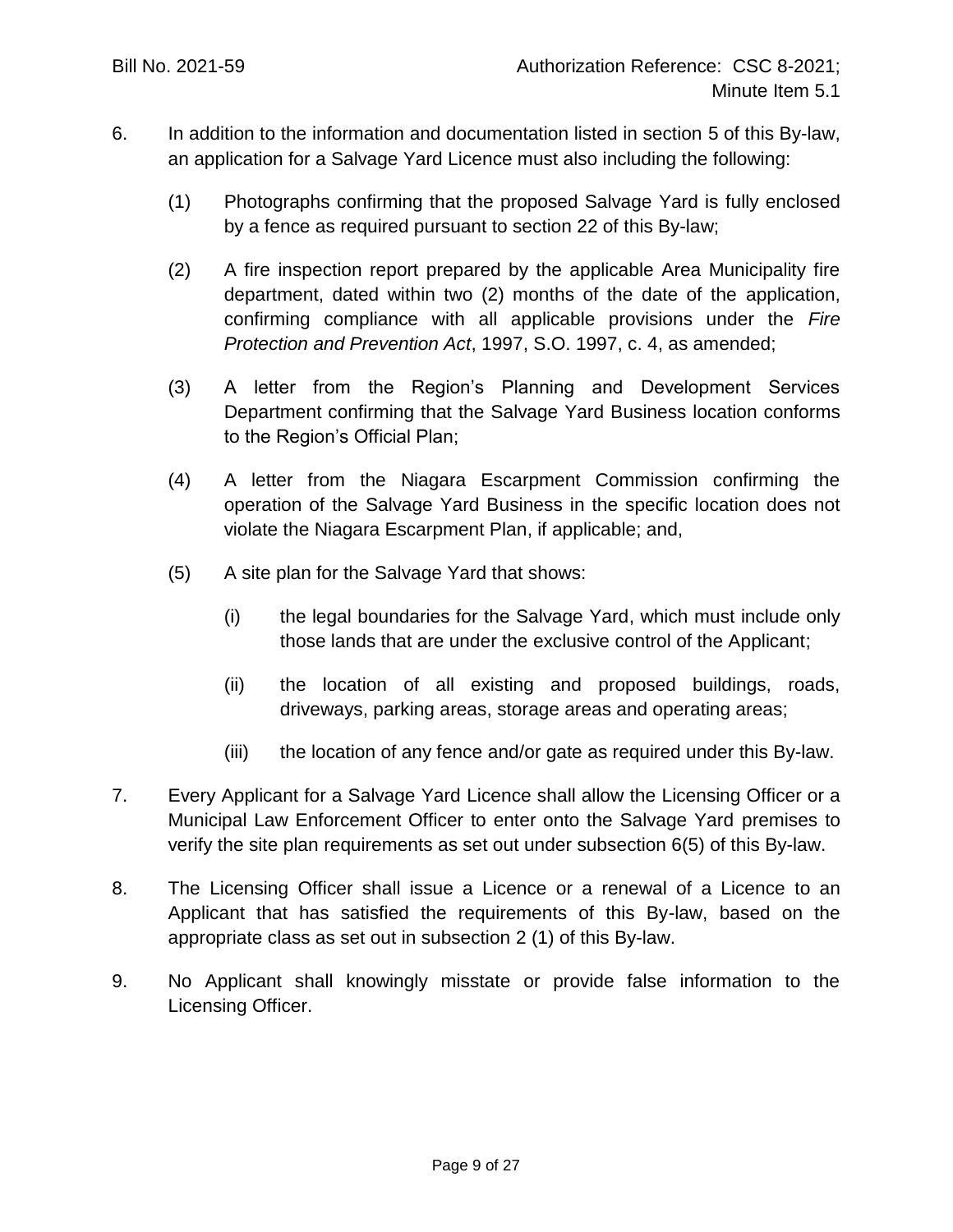6. In addition to the information and documentation listed in section 5 of this By-law, an application for a Salvage Yard Licence must also including the following:

   (1) Photographs confirming that the proposed Salvage Yard is fully enclosed by a fence as required pursuant to section 22 of this By-law;

   (2) A fire inspection report prepared by the applicable Area Municipality fire department, dated within two (2) months of the date of the application, confirming compliance with all applicable provisions under the *Fire Protection and Prevention Act*, 1997, S.O. 1997, c. 4, as amended;

   (3) A letter from the Region's Planning and Development Services Department confirming that the Salvage Yard Business location conforms to the Region's Official Plan;

   (4) A letter from the Niagara Escarpment Commission confirming the operation of the Salvage Yard Business in the specific location does not violate the Niagara Escarpment Plan, if applicable; and,

   (5) A site plan for the Salvage Yard that shows:

      (i) the legal boundaries for the Salvage Yard, which must include only those lands that are under the exclusive control of the Applicant;

      (ii) the location of all existing and proposed buildings, roads, driveways, parking areas, storage areas and operating areas;

      (iii) the location of any fence and/or gate as required under this By-law.

7. Every Applicant for a Salvage Yard Licence shall allow the Licensing Officer or a Municipal Law Enforcement Officer to enter onto the Salvage Yard premises to verify the site plan requirements as set out under subsection 6(5) of this By-law.

8. The Licensing Officer shall issue a Licence or a renewal of a Licence to an Applicant that has satisfied the requirements of this By-law, based on the appropriate class as set out in subsection 2 (1) of this By-law.

9. No Applicant shall knowingly misstate or provide false information to the Licensing Officer.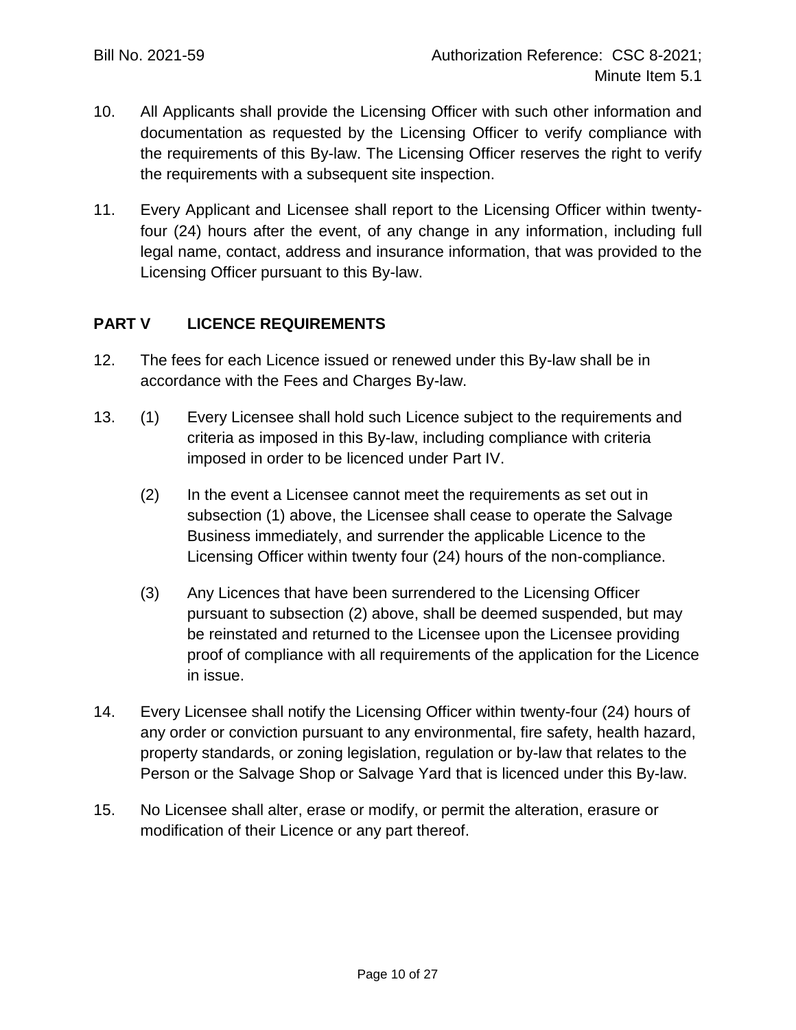10. All Applicants shall provide the Licensing Officer with such other information and documentation as requested by the Licensing Officer to verify compliance with the requirements of this By-law. The Licensing Officer reserves the right to verify the requirements with a subsequent site inspection.

11. Every Applicant and Licensee shall report to the Licensing Officer within twenty-four (24) hours after the event, of any change in any information, including full legal name, contact, address and insurance information, that was provided to the Licensing Officer pursuant to this By-law.

## PART V LICENCE REQUIREMENTS

12. The fees for each Licence issued or renewed under this By-law shall be in accordance with the Fees and Charges By-law.

13. (1) Every Licensee shall hold such Licence subject to the requirements and criteria as imposed in this By-law, including compliance with criteria imposed in order to be licenced under Part IV.

    (2) In the event a Licensee cannot meet the requirements as set out in subsection (1) above, the Licensee shall cease to operate the Salvage Business immediately, and surrender the applicable Licence to the Licensing Officer within twenty four (24) hours of the non-compliance.

    (3) Any Licences that have been surrendered to the Licensing Officer pursuant to subsection (2) above, shall be deemed suspended, but may be reinstated and returned to the Licensee upon the Licensee providing proof of compliance with all requirements of the application for the Licence in issue.

14. Every Licensee shall notify the Licensing Officer within twenty-four (24) hours of any order or conviction pursuant to any environmental, fire safety, health hazard, property standards, or zoning legislation, regulation or by-law that relates to the Person or the Salvage Shop or Salvage Yard that is licenced under this By-law.

15. No Licensee shall alter, erase or modify, or permit the alteration, erasure or modification of their Licence or any part thereof.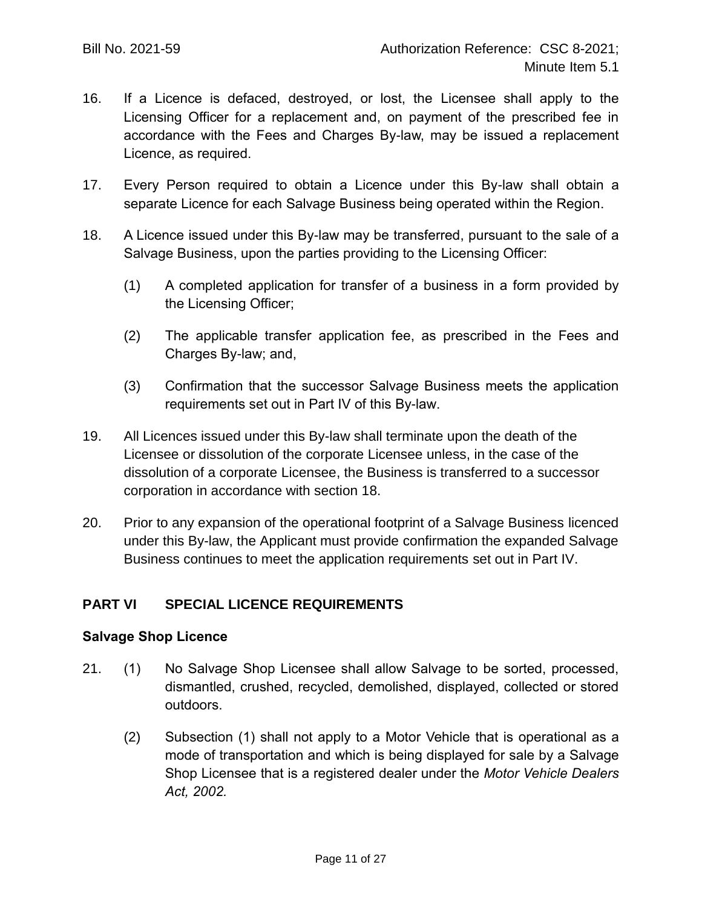16. If a Licence is defaced, destroyed, or lost, the Licensee shall apply to the Licensing Officer for a replacement and, on payment of the prescribed fee in accordance with the Fees and Charges By-law, may be issued a replacement Licence, as required.

17. Every Person required to obtain a Licence under this By-law shall obtain a separate Licence for each Salvage Business being operated within the Region.

18. A Licence issued under this By-law may be transferred, pursuant to the sale of a Salvage Business, upon the parties providing to the Licensing Officer:

    (1) A completed application for transfer of a business in a form provided by the Licensing Officer;

    (2) The applicable transfer application fee, as prescribed in the Fees and Charges By-law; and,

    (3) Confirmation that the successor Salvage Business meets the application requirements set out in Part IV of this By-law.

19. All Licences issued under this By-law shall terminate upon the death of the Licensee or dissolution of the corporate Licensee unless, in the case of the dissolution of a corporate Licensee, the Business is transferred to a successor corporation in accordance with section 18.

20. Prior to any expansion of the operational footprint of a Salvage Business licenced under this By-law, the Applicant must provide confirmation the expanded Salvage Business continues to meet the application requirements set out in Part IV.

## PART VI SPECIAL LICENCE REQUIREMENTS

### Salvage Shop Licence

21. (1) No Salvage Shop Licensee shall allow Salvage to be sorted, processed, dismantled, crushed, recycled, demolished, displayed, collected or stored outdoors.

    (2) Subsection (1) shall not apply to a Motor Vehicle that is operational as a mode of transportation and which is being displayed for sale by a Salvage Shop Licensee that is a registered dealer under the *Motor Vehicle Dealers Act, 2002.*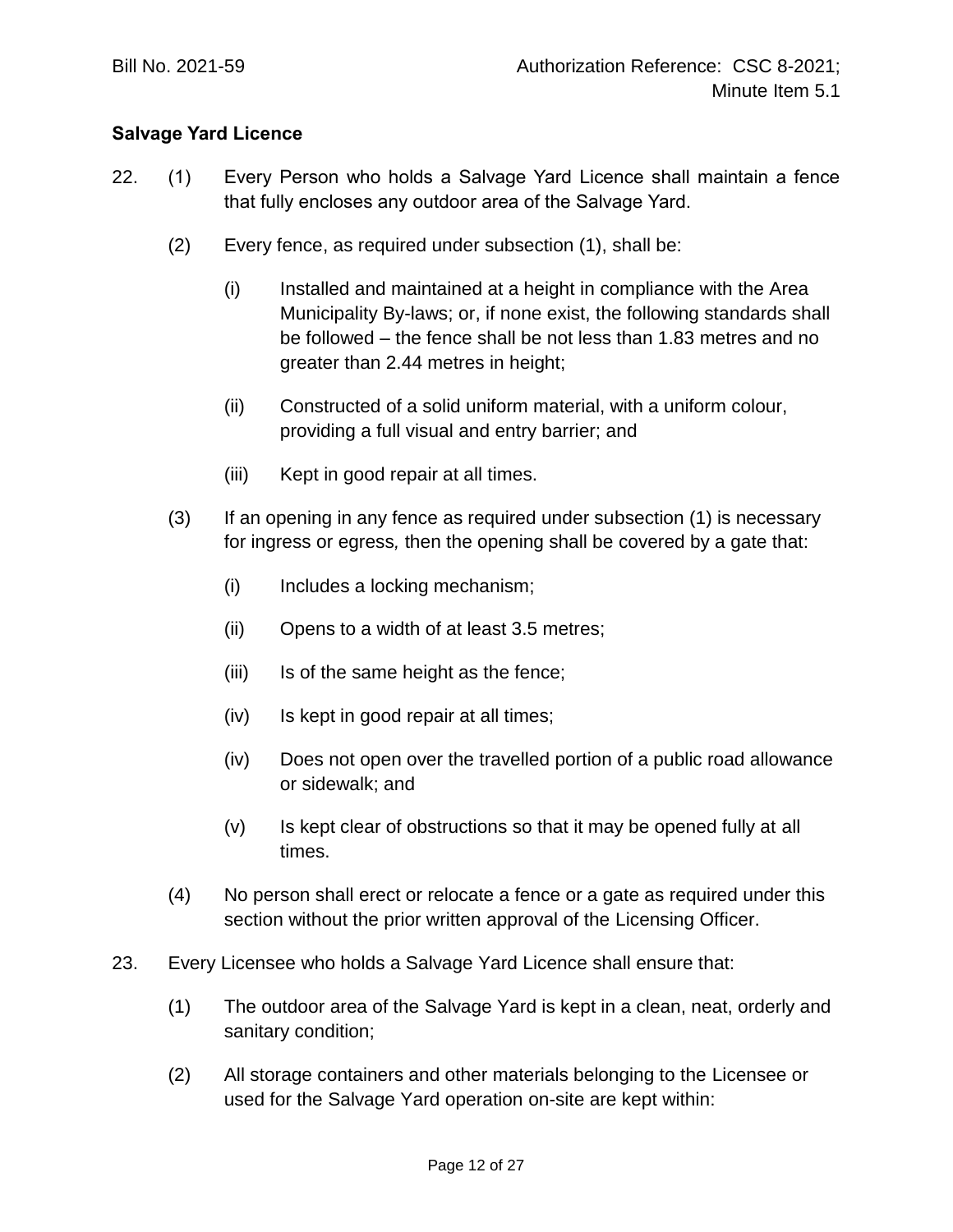Bill No. 2021-59 Authorization Reference: CSC 8-2021; Minute Item 5.1

**Salvage Yard Licence**

22. (1) Every Person who holds a Salvage Yard Licence shall maintain a fence that fully encloses any outdoor area of the Salvage Yard.

(2) Every fence, as required under subsection (1), shall be:

(i) Installed and maintained at a height in compliance with the Area Municipality By-laws; or, if none exist, the following standards shall be followed – the fence shall be not less than 1.83 metres and no greater than 2.44 metres in height;

(ii) Constructed of a solid uniform material, with a uniform colour, providing a full visual and entry barrier; and

(iii) Kept in good repair at all times.

(3) If an opening in any fence as required under subsection (1) is necessary for ingress or egress, then the opening shall be covered by a gate that:

(i) Includes a locking mechanism;

(ii) Opens to a width of at least 3.5 metres;

(iii) Is of the same height as the fence;

(iv) Is kept in good repair at all times;

(iv) Does not open over the travelled portion of a public road allowance or sidewalk; and

(v) Is kept clear of obstructions so that it may be opened fully at all times.

(4) No person shall erect or relocate a fence or a gate as required under this section without the prior written approval of the Licensing Officer.

23. Every Licensee who holds a Salvage Yard Licence shall ensure that:

(1) The outdoor area of the Salvage Yard is kept in a clean, neat, orderly and sanitary condition;

(2) All storage containers and other materials belonging to the Licensee or used for the Salvage Yard operation on-site are kept within: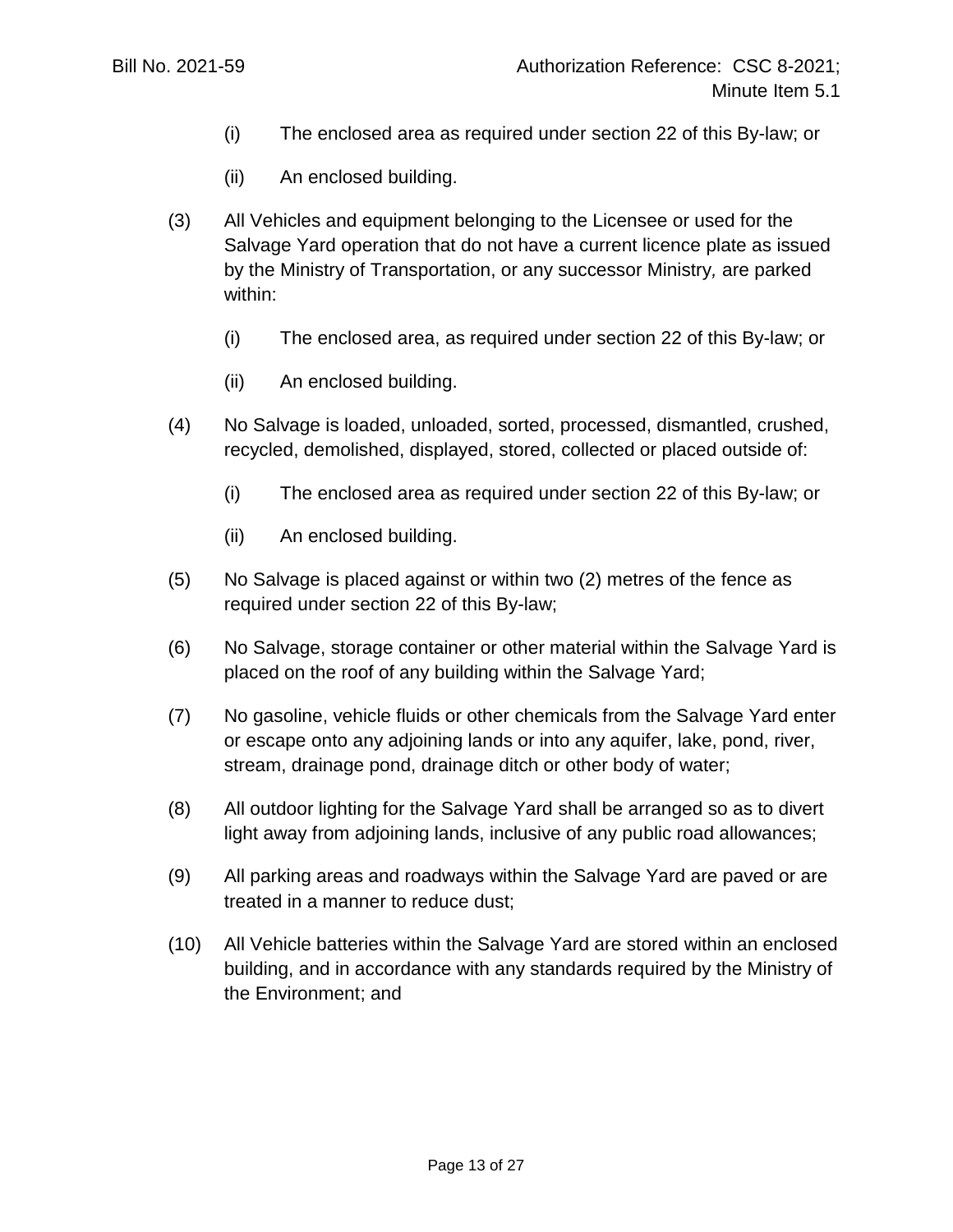(i) The enclosed area as required under section 22 of this By-law; or

(ii) An enclosed building.

(3) All Vehicles and equipment belonging to the Licensee or used for the Salvage Yard operation that do not have a current licence plate as issued by the Ministry of Transportation, or any successor Ministry, are parked within:

(i) The enclosed area, as required under section 22 of this By-law; or

(ii) An enclosed building.

(4) No Salvage is loaded, unloaded, sorted, processed, dismantled, crushed, recycled, demolished, displayed, stored, collected or placed outside of:

(i) The enclosed area as required under section 22 of this By-law; or

(ii) An enclosed building.

(5) No Salvage is placed against or within two (2) metres of the fence as required under section 22 of this By-law;

(6) No Salvage, storage container or other material within the Salvage Yard is placed on the roof of any building within the Salvage Yard;

(7) No gasoline, vehicle fluids or other chemicals from the Salvage Yard enter or escape onto any adjoining lands or into any aquifer, lake, pond, river, stream, drainage pond, drainage ditch or other body of water;

(8) All outdoor lighting for the Salvage Yard shall be arranged so as to divert light away from adjoining lands, inclusive of any public road allowances;

(9) All parking areas and roadways within the Salvage Yard are paved or are treated in a manner to reduce dust;

(10) All Vehicle batteries within the Salvage Yard are stored within an enclosed building, and in accordance with any standards required by the Ministry of the Environment; and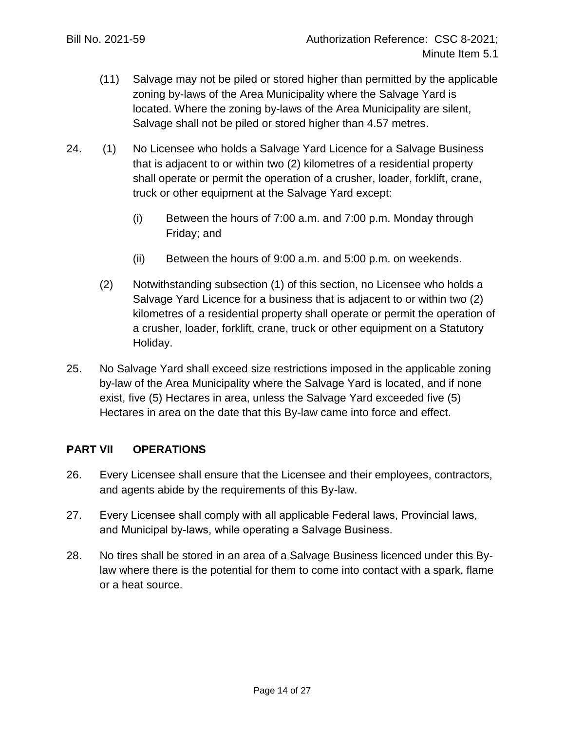(11) Salvage may not be piled or stored higher than permitted by the applicable zoning by-laws of the Area Municipality where the Salvage Yard is located. Where the zoning by-laws of the Area Municipality are silent, Salvage shall not be piled or stored higher than 4.57 metres.

24. (1) No Licensee who holds a Salvage Yard Licence for a Salvage Business that is adjacent to or within two (2) kilometres of a residential property shall operate or permit the operation of a crusher, loader, forklift, crane, truck or other equipment at the Salvage Yard except:

   (i) Between the hours of 7:00 a.m. and 7:00 p.m. Monday through Friday; and

   (ii) Between the hours of 9:00 a.m. and 5:00 p.m. on weekends.

(2) Notwithstanding subsection (1) of this section, no Licensee who holds a Salvage Yard Licence for a business that is adjacent to or within two (2) kilometres of a residential property shall operate or permit the operation of a crusher, loader, forklift, crane, truck or other equipment on a Statutory Holiday.

25. No Salvage Yard shall exceed size restrictions imposed in the applicable zoning by-law of the Area Municipality where the Salvage Yard is located, and if none exist, five (5) Hectares in area, unless the Salvage Yard exceeded five (5) Hectares in area on the date that this By-law came into force and effect.

## PART VII OPERATIONS

26. Every Licensee shall ensure that the Licensee and their employees, contractors, and agents abide by the requirements of this By-law.

27. Every Licensee shall comply with all applicable Federal laws, Provincial laws, and Municipal by-laws, while operating a Salvage Business.

28. No tires shall be stored in an area of a Salvage Business licenced under this By-law where there is the potential for them to come into contact with a spark, flame or a heat source.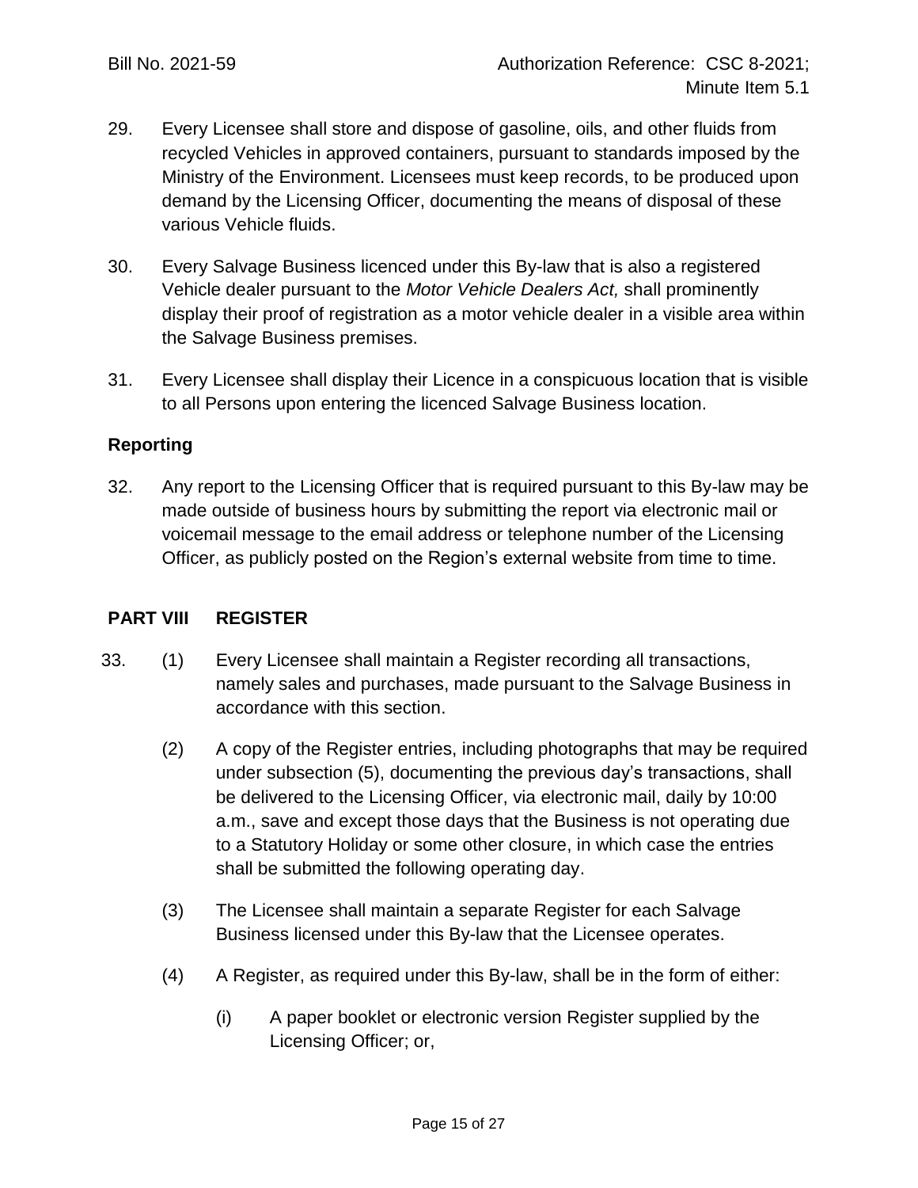29. Every Licensee shall store and dispose of gasoline, oils, and other fluids from recycled Vehicles in approved containers, pursuant to standards imposed by the Ministry of the Environment. Licensees must keep records, to be produced upon demand by the Licensing Officer, documenting the means of disposal of these various Vehicle fluids.

30. Every Salvage Business licenced under this By-law that is also a registered Vehicle dealer pursuant to the *Motor Vehicle Dealers Act,* shall prominently display their proof of registration as a motor vehicle dealer in a visible area within the Salvage Business premises.

31. Every Licensee shall display their Licence in a conspicuous location that is visible to all Persons upon entering the licenced Salvage Business location.

### Reporting

32. Any report to the Licensing Officer that is required pursuant to this By-law may be made outside of business hours by submitting the report via electronic mail or voicemail message to the email address or telephone number of the Licensing Officer, as publicly posted on the Region's external website from time to time.

## PART VIII REGISTER

33. (1) Every Licensee shall maintain a Register recording all transactions, namely sales and purchases, made pursuant to the Salvage Business in accordance with this section.

(2) A copy of the Register entries, including photographs that may be required under subsection (5), documenting the previous day's transactions, shall be delivered to the Licensing Officer, via electronic mail, daily by 10:00 a.m., save and except those days that the Business is not operating due to a Statutory Holiday or some other closure, in which case the entries shall be submitted the following operating day.

(3) The Licensee shall maintain a separate Register for each Salvage Business licensed under this By-law that the Licensee operates.

(4) A Register, as required under this By-law, shall be in the form of either:

(i) A paper booklet or electronic version Register supplied by the Licensing Officer; or,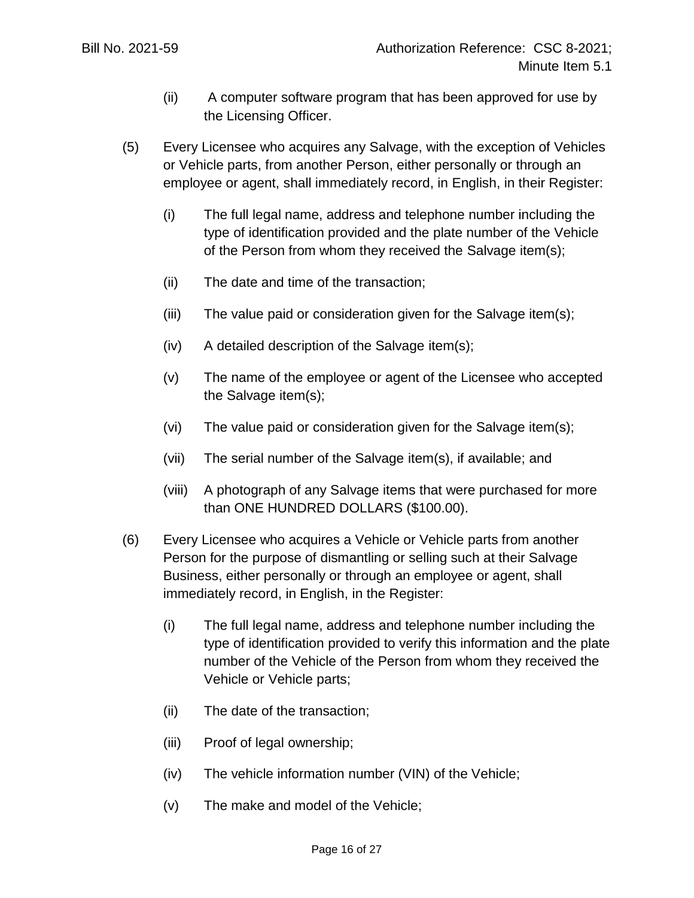(ii) A computer software program that has been approved for use by the Licensing Officer.

(5) Every Licensee who acquires any Salvage, with the exception of Vehicles or Vehicle parts, from another Person, either personally or through an employee or agent, shall immediately record, in English, in their Register:

(i) The full legal name, address and telephone number including the type of identification provided and the plate number of the Vehicle of the Person from whom they received the Salvage item(s);

(ii) The date and time of the transaction;

(iii) The value paid or consideration given for the Salvage item(s);

(iv) A detailed description of the Salvage item(s);

(v) The name of the employee or agent of the Licensee who accepted the Salvage item(s);

(vi) The value paid or consideration given for the Salvage item(s);

(vii) The serial number of the Salvage item(s), if available; and

(viii) A photograph of any Salvage items that were purchased for more than ONE HUNDRED DOLLARS ($100.00).

(6) Every Licensee who acquires a Vehicle or Vehicle parts from another Person for the purpose of dismantling or selling such at their Salvage Business, either personally or through an employee or agent, shall immediately record, in English, in the Register:

(i) The full legal name, address and telephone number including the type of identification provided to verify this information and the plate number of the Vehicle of the Person from whom they received the Vehicle or Vehicle parts;

(ii) The date of the transaction;

(iii) Proof of legal ownership;

(iv) The vehicle information number (VIN) of the Vehicle;

(v) The make and model of the Vehicle;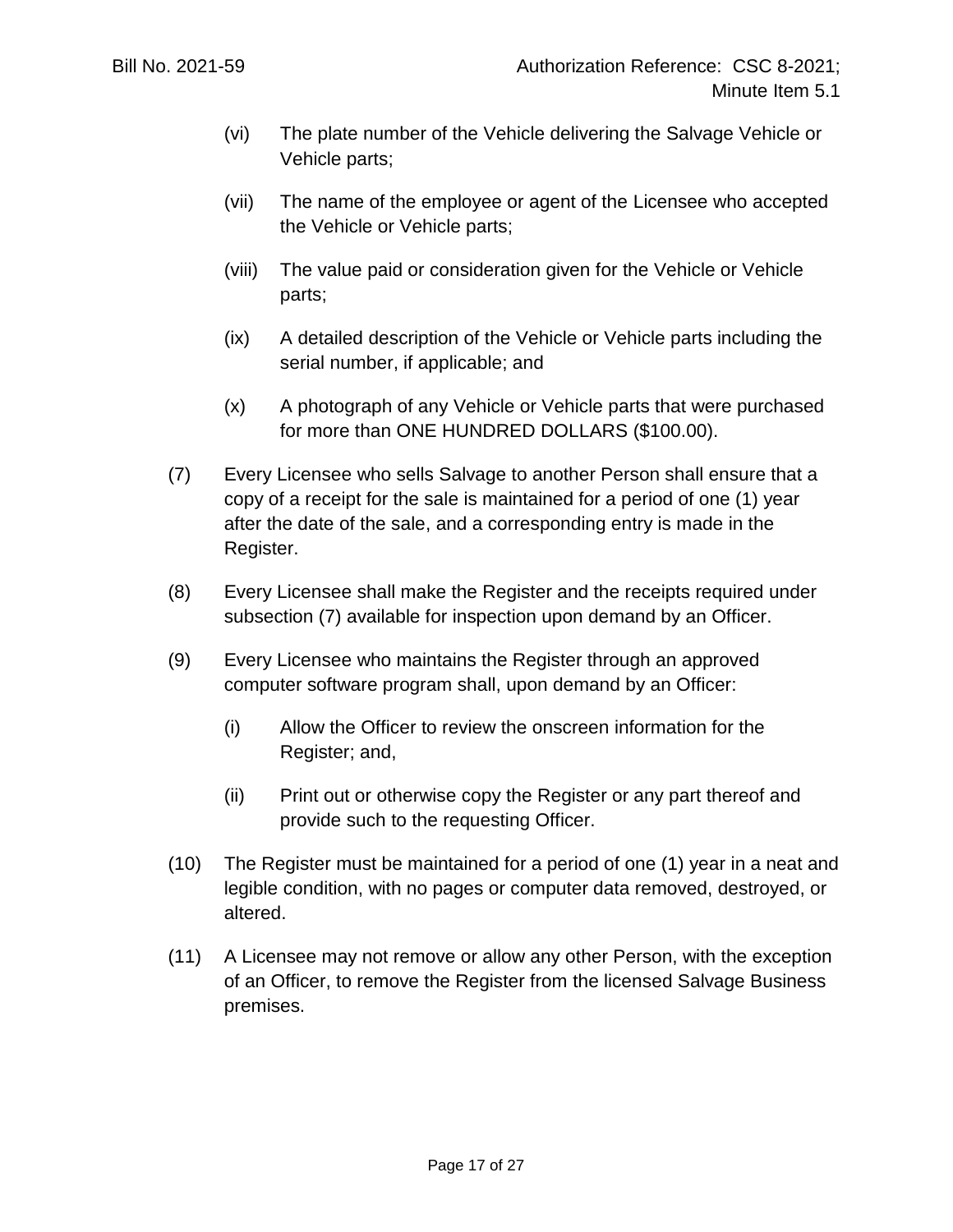(vi) The plate number of the Vehicle delivering the Salvage Vehicle or Vehicle parts;

(vii) The name of the employee or agent of the Licensee who accepted the Vehicle or Vehicle parts;

(viii) The value paid or consideration given for the Vehicle or Vehicle parts;

(ix) A detailed description of the Vehicle or Vehicle parts including the serial number, if applicable; and

(x) A photograph of any Vehicle or Vehicle parts that were purchased for more than ONE HUNDRED DOLLARS ($100.00).

(7) Every Licensee who sells Salvage to another Person shall ensure that a copy of a receipt for the sale is maintained for a period of one (1) year after the date of the sale, and a corresponding entry is made in the Register.

(8) Every Licensee shall make the Register and the receipts required under subsection (7) available for inspection upon demand by an Officer.

(9) Every Licensee who maintains the Register through an approved computer software program shall, upon demand by an Officer:

(i) Allow the Officer to review the onscreen information for the Register; and,

(ii) Print out or otherwise copy the Register or any part thereof and provide such to the requesting Officer.

(10) The Register must be maintained for a period of one (1) year in a neat and legible condition, with no pages or computer data removed, destroyed, or altered.

(11) A Licensee may not remove or allow any other Person, with the exception of an Officer, to remove the Register from the licensed Salvage Business premises.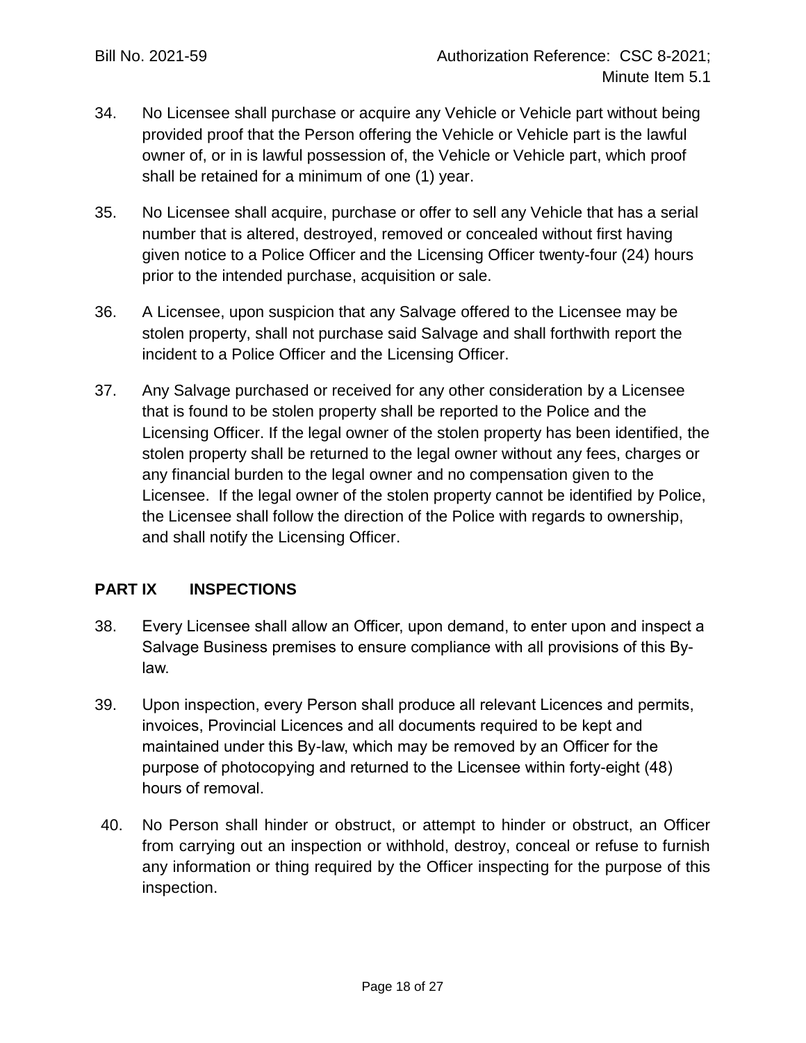34. No Licensee shall purchase or acquire any Vehicle or Vehicle part without being provided proof that the Person offering the Vehicle or Vehicle part is the lawful owner of, or in is lawful possession of, the Vehicle or Vehicle part, which proof shall be retained for a minimum of one (1) year.

35. No Licensee shall acquire, purchase or offer to sell any Vehicle that has a serial number that is altered, destroyed, removed or concealed without first having given notice to a Police Officer and the Licensing Officer twenty-four (24) hours prior to the intended purchase, acquisition or sale.

36. A Licensee, upon suspicion that any Salvage offered to the Licensee may be stolen property, shall not purchase said Salvage and shall forthwith report the incident to a Police Officer and the Licensing Officer.

37. Any Salvage purchased or received for any other consideration by a Licensee that is found to be stolen property shall be reported to the Police and the Licensing Officer. If the legal owner of the stolen property has been identified, the stolen property shall be returned to the legal owner without any fees, charges or any financial burden to the legal owner and no compensation given to the Licensee. If the legal owner of the stolen property cannot be identified by Police, the Licensee shall follow the direction of the Police with regards to ownership, and shall notify the Licensing Officer.

## PART IX INSPECTIONS

38. Every Licensee shall allow an Officer, upon demand, to enter upon and inspect a Salvage Business premises to ensure compliance with all provisions of this By-law.

39. Upon inspection, every Person shall produce all relevant Licences and permits, invoices, Provincial Licences and all documents required to be kept and maintained under this By-law, which may be removed by an Officer for the purpose of photocopying and returned to the Licensee within forty-eight (48) hours of removal.

40. No Person shall hinder or obstruct, or attempt to hinder or obstruct, an Officer from carrying out an inspection or withhold, destroy, conceal or refuse to furnish any information or thing required by the Officer inspecting for the purpose of this inspection.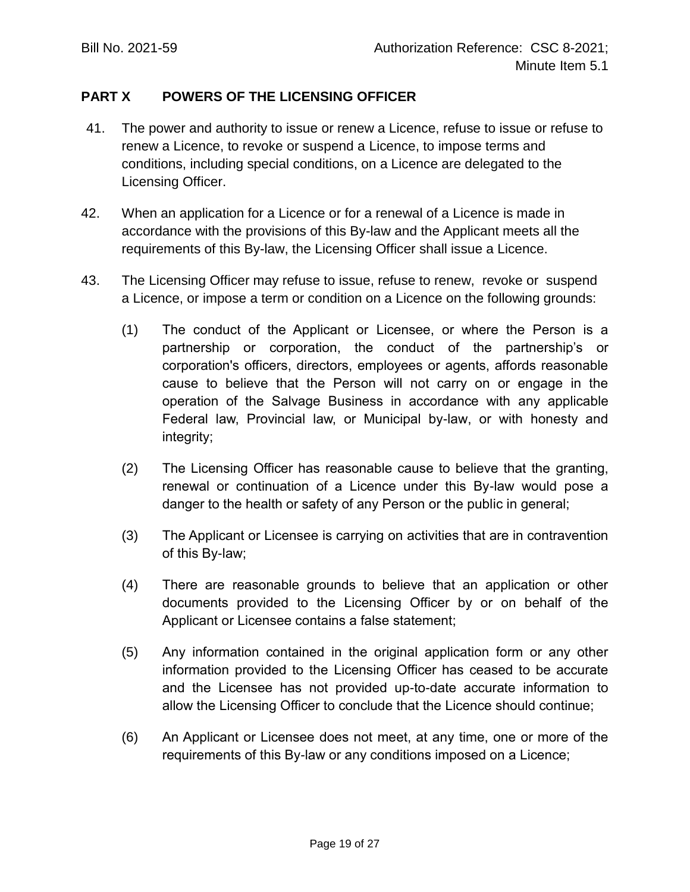## PART X POWERS OF THE LICENSING OFFICER

41. The power and authority to issue or renew a Licence, refuse to issue or refuse to renew a Licence, to revoke or suspend a Licence, to impose terms and conditions, including special conditions, on a Licence are delegated to the Licensing Officer.

42. When an application for a Licence or for a renewal of a Licence is made in accordance with the provisions of this By-law and the Applicant meets all the requirements of this By-law, the Licensing Officer shall issue a Licence.

43. The Licensing Officer may refuse to issue, refuse to renew, revoke or suspend a Licence, or impose a term or condition on a Licence on the following grounds:

    (1) The conduct of the Applicant or Licensee, or where the Person is a partnership or corporation, the conduct of the partnership's or corporation's officers, directors, employees or agents, affords reasonable cause to believe that the Person will not carry on or engage in the operation of the Salvage Business in accordance with any applicable Federal law, Provincial law, or Municipal by-law, or with honesty and integrity;

    (2) The Licensing Officer has reasonable cause to believe that the granting, renewal or continuation of a Licence under this By-law would pose a danger to the health or safety of any Person or the public in general;

    (3) The Applicant or Licensee is carrying on activities that are in contravention of this By-law;

    (4) There are reasonable grounds to believe that an application or other documents provided to the Licensing Officer by or on behalf of the Applicant or Licensee contains a false statement;

    (5) Any information contained in the original application form or any other information provided to the Licensing Officer has ceased to be accurate and the Licensee has not provided up-to-date accurate information to allow the Licensing Officer to conclude that the Licence should continue;

    (6) An Applicant or Licensee does not meet, at any time, one or more of the requirements of this By-law or any conditions imposed on a Licence;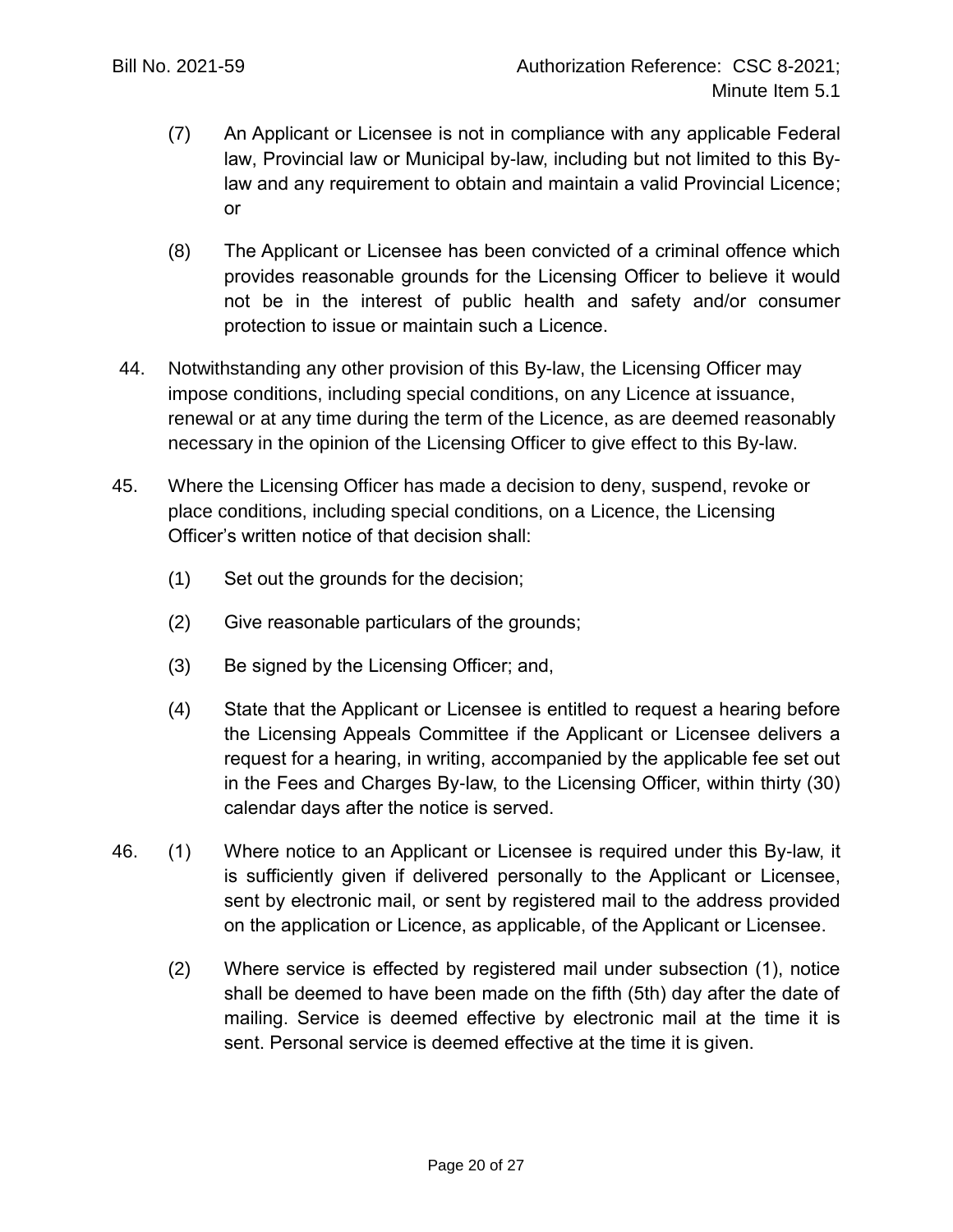(7) An Applicant or Licensee is not in compliance with any applicable Federal law, Provincial law or Municipal by-law, including but not limited to this By-law and any requirement to obtain and maintain a valid Provincial Licence; or

(8) The Applicant or Licensee has been convicted of a criminal offence which provides reasonable grounds for the Licensing Officer to believe it would not be in the interest of public health and safety and/or consumer protection to issue or maintain such a Licence.

44. Notwithstanding any other provision of this By-law, the Licensing Officer may impose conditions, including special conditions, on any Licence at issuance, renewal or at any time during the term of the Licence, as are deemed reasonably necessary in the opinion of the Licensing Officer to give effect to this By-law.

45. Where the Licensing Officer has made a decision to deny, suspend, revoke or place conditions, including special conditions, on a Licence, the Licensing Officer's written notice of that decision shall:

(1) Set out the grounds for the decision;

(2) Give reasonable particulars of the grounds;

(3) Be signed by the Licensing Officer; and,

(4) State that the Applicant or Licensee is entitled to request a hearing before the Licensing Appeals Committee if the Applicant or Licensee delivers a request for a hearing, in writing, accompanied by the applicable fee set out in the Fees and Charges By-law, to the Licensing Officer, within thirty (30) calendar days after the notice is served.

46. (1) Where notice to an Applicant or Licensee is required under this By-law, it is sufficiently given if delivered personally to the Applicant or Licensee, sent by electronic mail, or sent by registered mail to the address provided on the application or Licence, as applicable, of the Applicant or Licensee.

(2) Where service is effected by registered mail under subsection (1), notice shall be deemed to have been made on the fifth (5th) day after the date of mailing. Service is deemed effective by electronic mail at the time it is sent. Personal service is deemed effective at the time it is given.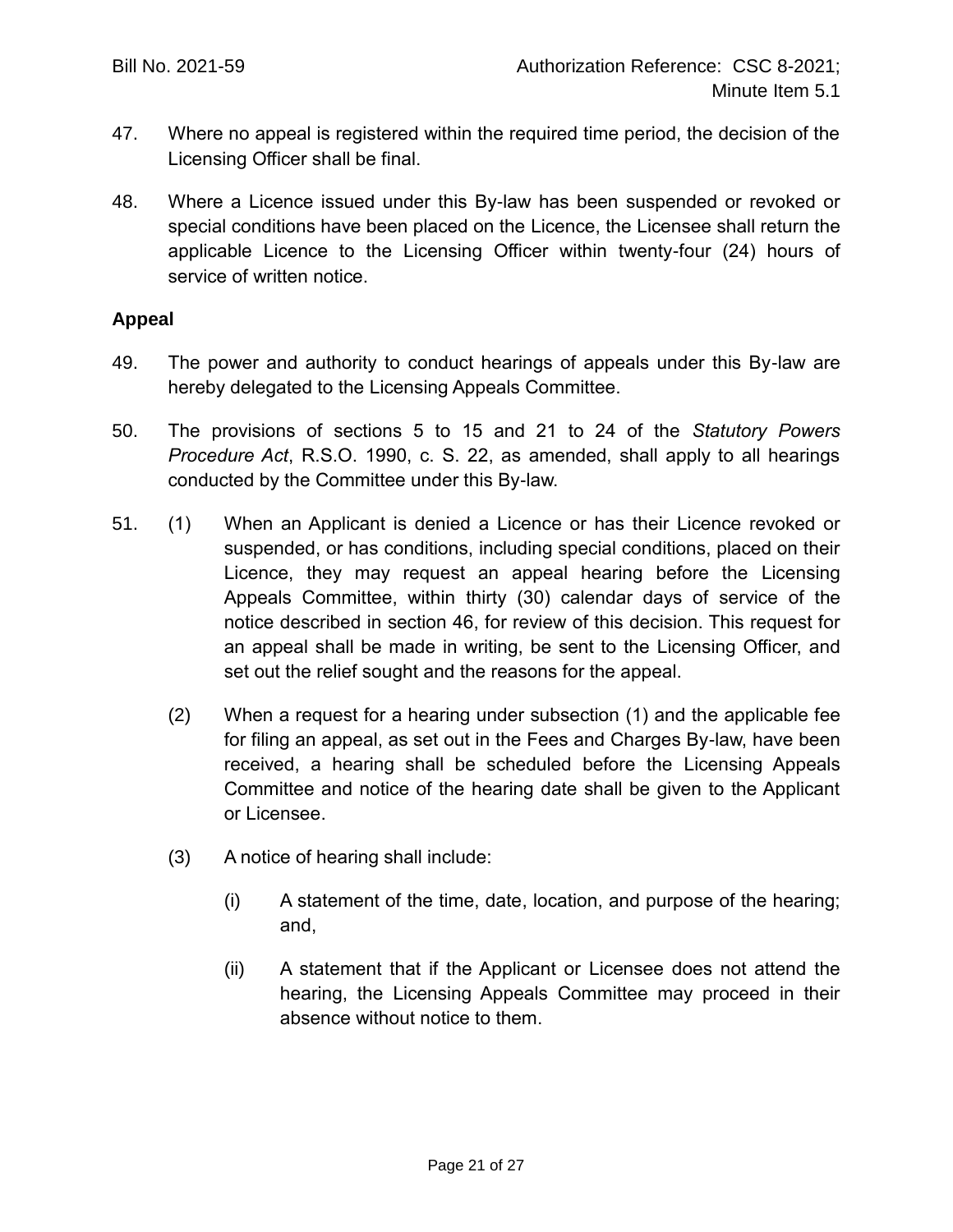47. Where no appeal is registered within the required time period, the decision of the Licensing Officer shall be final.

48. Where a Licence issued under this By-law has been suspended or revoked or special conditions have been placed on the Licence, the Licensee shall return the applicable Licence to the Licensing Officer within twenty-four (24) hours of service of written notice.

**Appeal**

49. The power and authority to conduct hearings of appeals under this By-law are hereby delegated to the Licensing Appeals Committee.

50. The provisions of sections 5 to 15 and 21 to 24 of the *Statutory Powers Procedure Act*, R.S.O. 1990, c. S. 22, as amended, shall apply to all hearings conducted by the Committee under this By-law.

51. (1) When an Applicant is denied a Licence or has their Licence revoked or suspended, or has conditions, including special conditions, placed on their Licence, they may request an appeal hearing before the Licensing Appeals Committee, within thirty (30) calendar days of service of the notice described in section 46, for review of this decision. This request for an appeal shall be made in writing, be sent to the Licensing Officer, and set out the relief sought and the reasons for the appeal.

    (2) When a request for a hearing under subsection (1) and the applicable fee for filing an appeal, as set out in the Fees and Charges By-law, have been received, a hearing shall be scheduled before the Licensing Appeals Committee and notice of the hearing date shall be given to the Applicant or Licensee.

    (3) A notice of hearing shall include:

        (i) A statement of the time, date, location, and purpose of the hearing; and,

        (ii) A statement that if the Applicant or Licensee does not attend the hearing, the Licensing Appeals Committee may proceed in their absence without notice to them.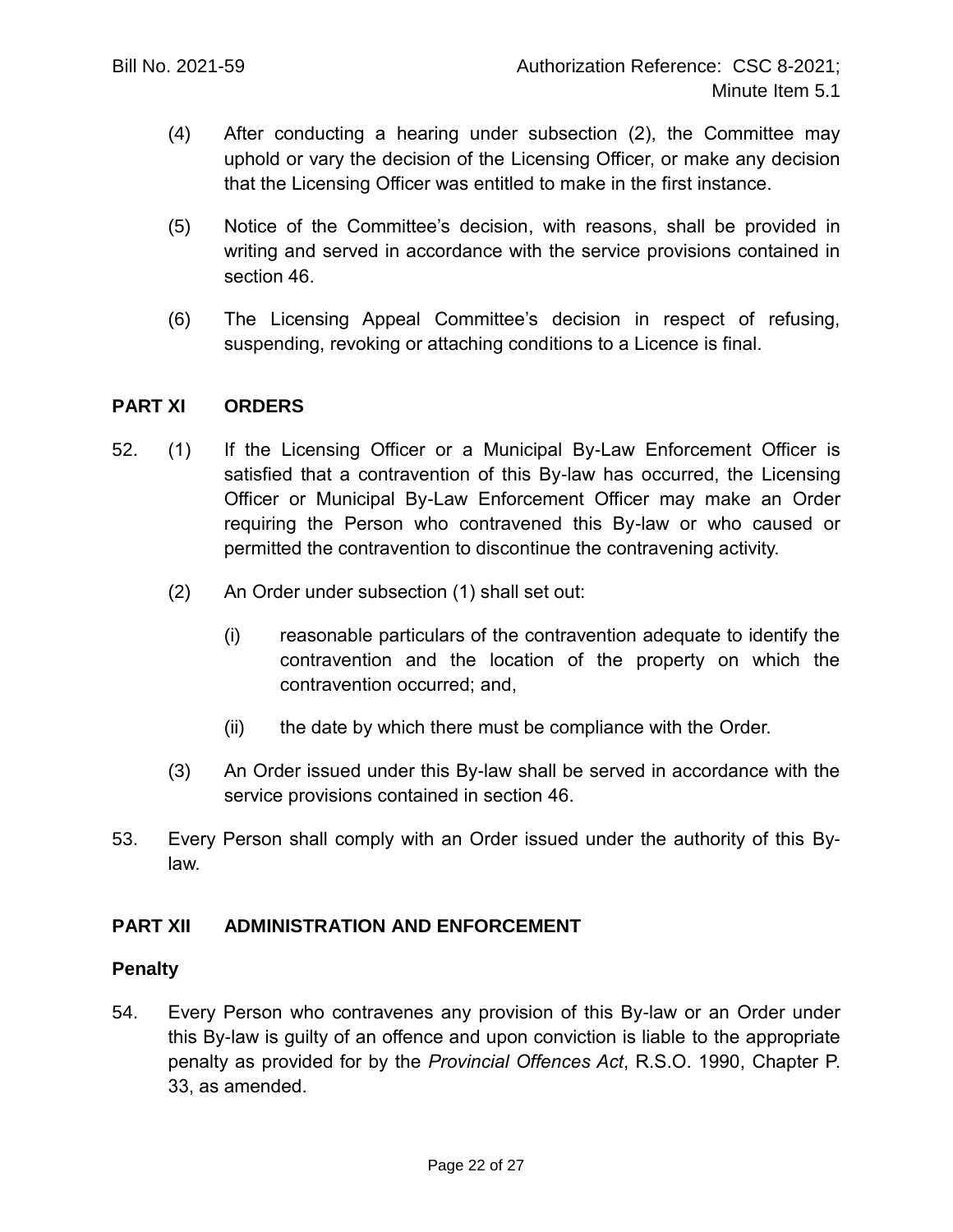(4) After conducting a hearing under subsection (2), the Committee may uphold or vary the decision of the Licensing Officer, or make any decision that the Licensing Officer was entitled to make in the first instance.

(5) Notice of the Committee's decision, with reasons, shall be provided in writing and served in accordance with the service provisions contained in section 46.

(6) The Licensing Appeal Committee's decision in respect of refusing, suspending, revoking or attaching conditions to a Licence is final.

## PART XI ORDERS

52. (1) If the Licensing Officer or a Municipal By-Law Enforcement Officer is satisfied that a contravention of this By-law has occurred, the Licensing Officer or Municipal By-Law Enforcement Officer may make an Order requiring the Person who contravened this By-law or who caused or permitted the contravention to discontinue the contravening activity.

(2) An Order under subsection (1) shall set out:

(i) reasonable particulars of the contravention adequate to identify the contravention and the location of the property on which the contravention occurred; and,

(ii) the date by which there must be compliance with the Order.

(3) An Order issued under this By-law shall be served in accordance with the service provisions contained in section 46.

53. Every Person shall comply with an Order issued under the authority of this By-law.

## PART XII ADMINISTRATION AND ENFORCEMENT

### Penalty

54. Every Person who contravenes any provision of this By-law or an Order under this By-law is guilty of an offence and upon conviction is liable to the appropriate penalty as provided for by the *Provincial Offences Act*, R.S.O. 1990, Chapter P. 33, as amended.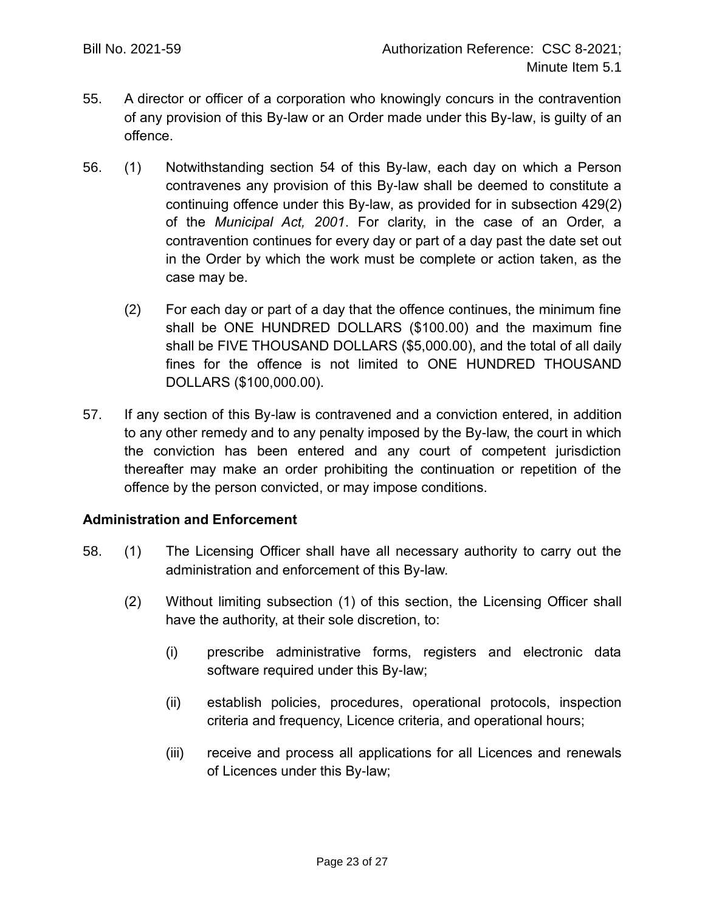55. A director or officer of a corporation who knowingly concurs in the contravention of any provision of this By-law or an Order made under this By-law, is guilty of an offence.

56. (1) Notwithstanding section 54 of this By-law, each day on which a Person contravenes any provision of this By-law shall be deemed to constitute a continuing offence under this By-law, as provided for in subsection 429(2) of the *Municipal Act, 2001*. For clarity, in the case of an Order, a contravention continues for every day or part of a day past the date set out in the Order by which the work must be complete or action taken, as the case may be.

    (2) For each day or part of a day that the offence continues, the minimum fine shall be ONE HUNDRED DOLLARS ($100.00) and the maximum fine shall be FIVE THOUSAND DOLLARS ($5,000.00), and the total of all daily fines for the offence is not limited to ONE HUNDRED THOUSAND DOLLARS ($100,000.00).

57. If any section of this By-law is contravened and a conviction entered, in addition to any other remedy and to any penalty imposed by the By-law, the court in which the conviction has been entered and any court of competent jurisdiction thereafter may make an order prohibiting the continuation or repetition of the offence by the person convicted, or may impose conditions.

**Administration and Enforcement**

58. (1) The Licensing Officer shall have all necessary authority to carry out the administration and enforcement of this By-law.

    (2) Without limiting subsection (1) of this section, the Licensing Officer shall have the authority, at their sole discretion, to:

    (i) prescribe administrative forms, registers and electronic data software required under this By-law;

    (ii) establish policies, procedures, operational protocols, inspection criteria and frequency, Licence criteria, and operational hours;

    (iii) receive and process all applications for all Licences and renewals of Licences under this By-law;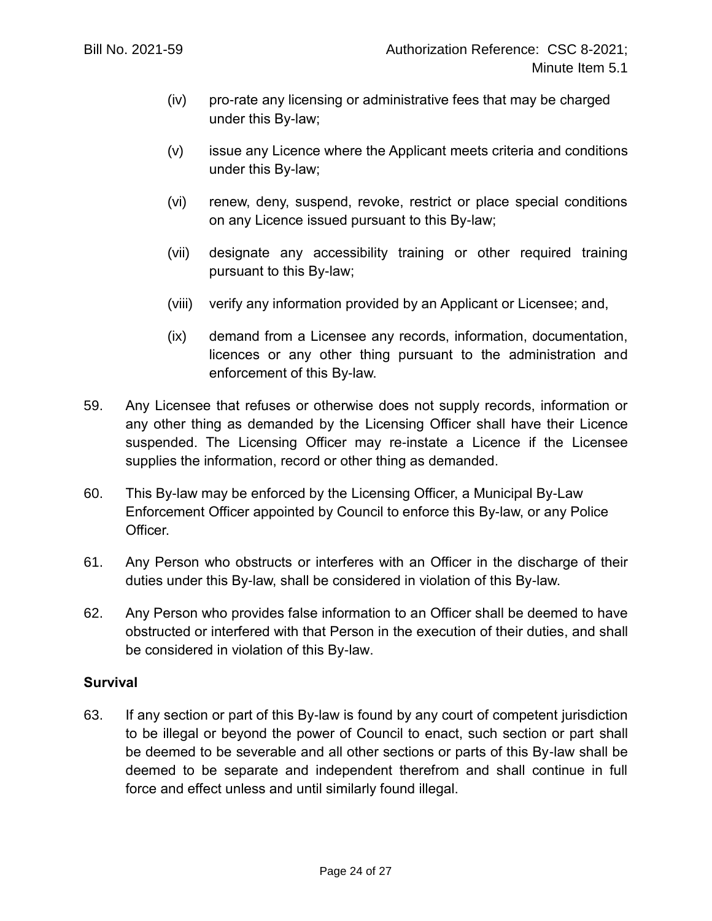(iv) pro-rate any licensing or administrative fees that may be charged under this By-law;

(v) issue any Licence where the Applicant meets criteria and conditions under this By-law;

(vi) renew, deny, suspend, revoke, restrict or place special conditions on any Licence issued pursuant to this By-law;

(vii) designate any accessibility training or other required training pursuant to this By-law;

(viii) verify any information provided by an Applicant or Licensee; and,

(ix) demand from a Licensee any records, information, documentation, licences or any other thing pursuant to the administration and enforcement of this By-law.

59. Any Licensee that refuses or otherwise does not supply records, information or any other thing as demanded by the Licensing Officer shall have their Licence suspended. The Licensing Officer may re-instate a Licence if the Licensee supplies the information, record or other thing as demanded.

60. This By-law may be enforced by the Licensing Officer, a Municipal By-Law Enforcement Officer appointed by Council to enforce this By-law, or any Police Officer.

61. Any Person who obstructs or interferes with an Officer in the discharge of their duties under this By-law, shall be considered in violation of this By-law.

62. Any Person who provides false information to an Officer shall be deemed to have obstructed or interfered with that Person in the execution of their duties, and shall be considered in violation of this By-law.

**Survival**

63. If any section or part of this By-law is found by any court of competent jurisdiction to be illegal or beyond the power of Council to enact, such section or part shall be deemed to be severable and all other sections or parts of this By-law shall be deemed to be separate and independent therefrom and shall continue in full force and effect unless and until similarly found illegal.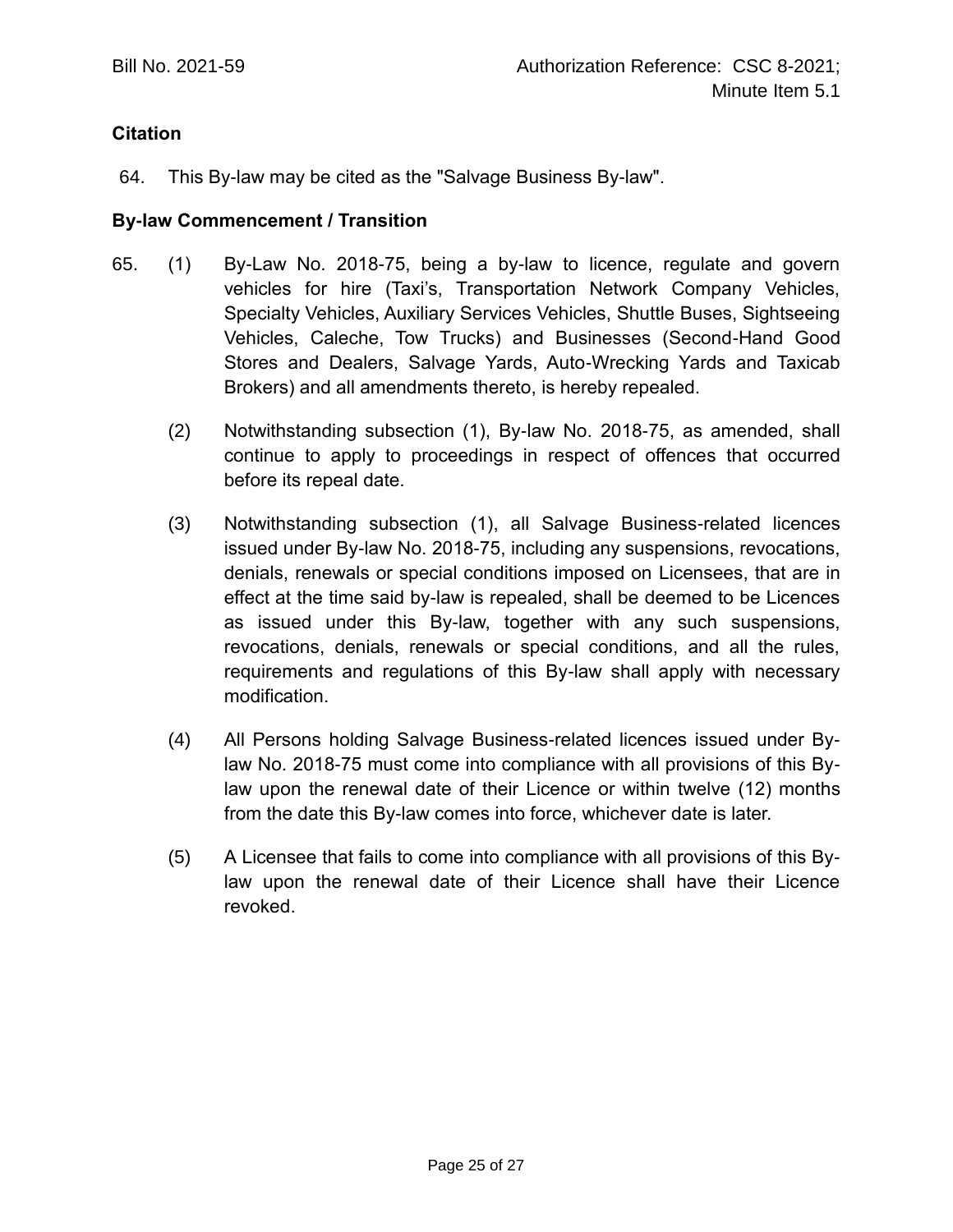Bill No. 2021-59 Authorization Reference: CSC 8-2021; Minute Item 5.1

**Citation**

64. This By-law may be cited as the "Salvage Business By-law".

**By-law Commencement / Transition**

65. (1) By-Law No. 2018-75, being a by-law to licence, regulate and govern vehicles for hire (Taxi's, Transportation Network Company Vehicles, Specialty Vehicles, Auxiliary Services Vehicles, Shuttle Buses, Sightseeing Vehicles, Caleche, Tow Trucks) and Businesses (Second-Hand Good Stores and Dealers, Salvage Yards, Auto-Wrecking Yards and Taxicab Brokers) and all amendments thereto, is hereby repealed.

(2) Notwithstanding subsection (1), By-law No. 2018-75, as amended, shall continue to apply to proceedings in respect of offences that occurred before its repeal date.

(3) Notwithstanding subsection (1), all Salvage Business-related licences issued under By-law No. 2018-75, including any suspensions, revocations, denials, renewals or special conditions imposed on Licensees, that are in effect at the time said by-law is repealed, shall be deemed to be Licences as issued under this By-law, together with any such suspensions, revocations, denials, renewals or special conditions, and all the rules, requirements and regulations of this By-law shall apply with necessary modification.

(4) All Persons holding Salvage Business-related licences issued under By-law No. 2018-75 must come into compliance with all provisions of this By-law upon the renewal date of their Licence or within twelve (12) months from the date this By-law comes into force, whichever date is later.

(5) A Licensee that fails to come into compliance with all provisions of this By-law upon the renewal date of their Licence shall have their Licence revoked.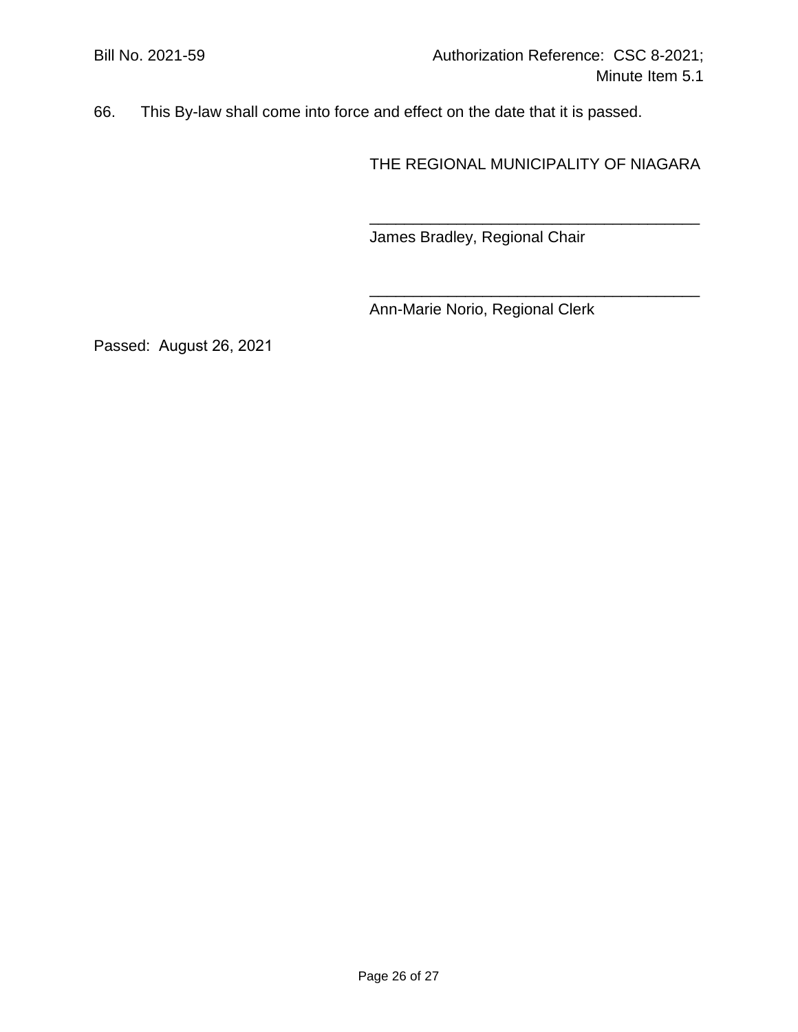66. This By-law shall come into force and effect on the date that it is passed.

THE REGIONAL MUNICIPALITY OF NIAGARA

\_\_\_\_\_\_\_\_\_\_\_\_\_\_\_\_\_\_\_\_\_\_\_\_\_\_\_\_\_\_\_\_\_\_\_\_\_\_\_

James Bradley, Regional Chair

\_\_\_\_\_\_\_\_\_\_\_\_\_\_\_\_\_\_\_\_\_\_\_\_\_\_\_\_\_\_\_\_\_\_\_\_\_\_\_

Ann-Marie Norio, Regional Clerk

Passed: August 26, 2021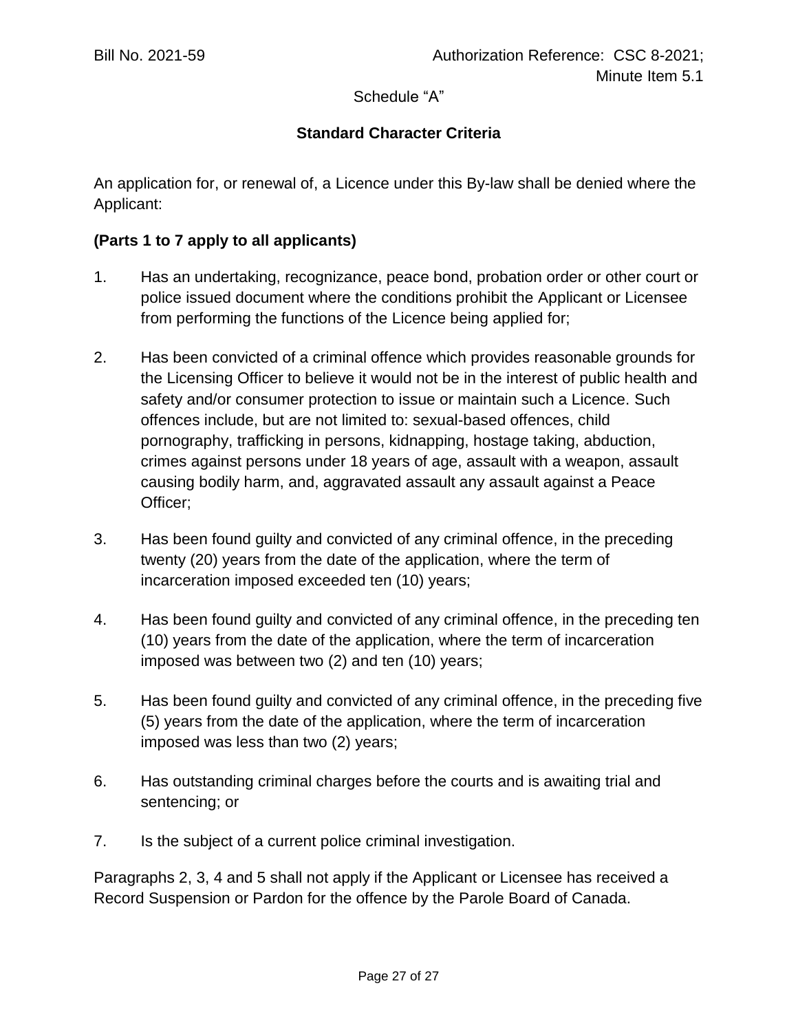Bill No. 2021-59

Authorization Reference: CSC 8-2021; Minute Item 5.1

Schedule "A"

## Standard Character Criteria

An application for, or renewal of, a Licence under this By-law shall be denied where the Applicant:

**(Parts 1 to 7 apply to all applicants)**

1. Has an undertaking, recognizance, peace bond, probation order or other court or police issued document where the conditions prohibit the Applicant or Licensee from performing the functions of the Licence being applied for;

2. Has been convicted of a criminal offence which provides reasonable grounds for the Licensing Officer to believe it would not be in the interest of public health and safety and/or consumer protection to issue or maintain such a Licence. Such offences include, but are not limited to: sexual-based offences, child pornography, trafficking in persons, kidnapping, hostage taking, abduction, crimes against persons under 18 years of age, assault with a weapon, assault causing bodily harm, and, aggravated assault any assault against a Peace Officer;

3. Has been found guilty and convicted of any criminal offence, in the preceding twenty (20) years from the date of the application, where the term of incarceration imposed exceeded ten (10) years;

4. Has been found guilty and convicted of any criminal offence, in the preceding ten (10) years from the date of the application, where the term of incarceration imposed was between two (2) and ten (10) years;

5. Has been found guilty and convicted of any criminal offence, in the preceding five (5) years from the date of the application, where the term of incarceration imposed was less than two (2) years;

6. Has outstanding criminal charges before the courts and is awaiting trial and sentencing; or

7. Is the subject of a current police criminal investigation.

Paragraphs 2, 3, 4 and 5 shall not apply if the Applicant or Licensee has received a Record Suspension or Pardon for the offence by the Parole Board of Canada.